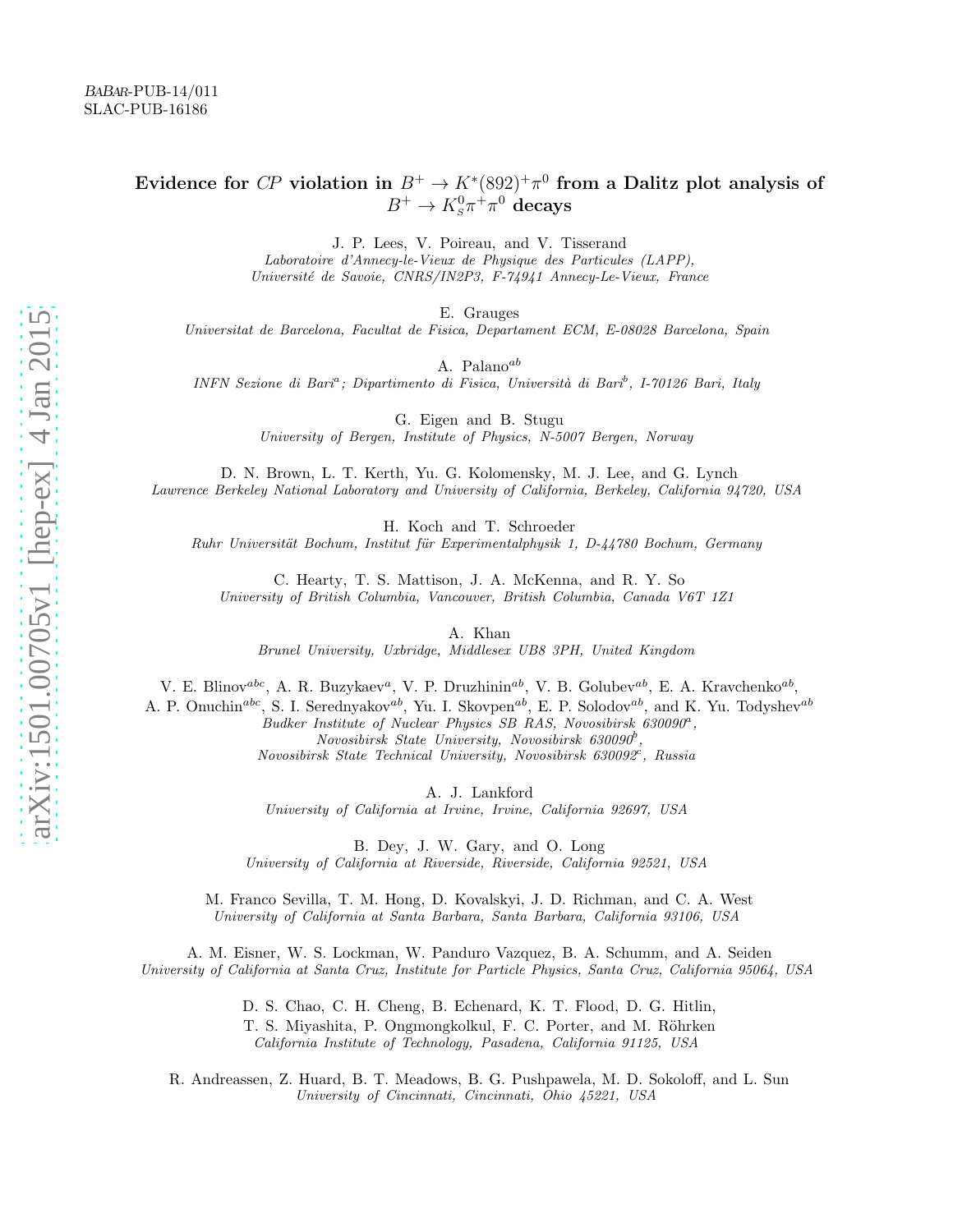BABAR-PUB-14/011
SLAC-PUB-16186

# Evidence for $CP$ violation in $B^+ \to K^*(892)^+\pi^0$ from a Dalitz plot analysis of $B^+ \to K^0_S\pi^+\pi^0$ decays

J. P. Lees, V. Poireau, and V. Tisserand
*Laboratoire d'Annecy-le-Vieux de Physique des Particules (LAPP), Université de Savoie, CNRS/IN2P3, F-74941 Annecy-Le-Vieux, France*

E. Grauges
*Universitat de Barcelona, Facultat de Fisica, Departament ECM, E-08028 Barcelona, Spain*

A. Palano[ab]
*INFN Sezione di Bari[a]; Dipartimento di Fisica, Università di Bari[b], I-70126 Bari, Italy*

G. Eigen and B. Stugu
*University of Bergen, Institute of Physics, N-5007 Bergen, Norway*

D. N. Brown, L. T. Kerth, Yu. G. Kolomensky, M. J. Lee, and G. Lynch
*Lawrence Berkeley National Laboratory and University of California, Berkeley, California 94720, USA*

H. Koch and T. Schroeder
*Ruhr Universität Bochum, Institut für Experimentalphysik 1, D-44780 Bochum, Germany*

C. Hearty, T. S. Mattison, J. A. McKenna, and R. Y. So
*University of British Columbia, Vancouver, British Columbia, Canada V6T 1Z1*

A. Khan
*Brunel University, Uxbridge, Middlesex UB8 3PH, United Kingdom*

V. E. Blinov[abc], A. R. Buzykaev[a], V. P. Druzhinin[ab], V. B. Golubev[ab], E. A. Kravchenko[ab], A. P. Onuchin[abc], S. I. Serednyakov[ab], Yu. I. Skovpen[ab], E. P. Solodov[ab], and K. Yu. Todyshev[ab]
*Budker Institute of Nuclear Physics SB RAS, Novosibirsk 630090[a], Novosibirsk State University, Novosibirsk 630090[b], Novosibirsk State Technical University, Novosibirsk 630092[c], Russia*

A. J. Lankford
*University of California at Irvine, Irvine, California 92697, USA*

B. Dey, J. W. Gary, and O. Long
*University of California at Riverside, Riverside, California 92521, USA*

M. Franco Sevilla, T. M. Hong, D. Kovalskyi, J. D. Richman, and C. A. West
*University of California at Santa Barbara, Santa Barbara, California 93106, USA*

A. M. Eisner, W. S. Lockman, W. Panduro Vazquez, B. A. Schumm, and A. Seiden
*University of California at Santa Cruz, Institute for Particle Physics, Santa Cruz, California 95064, USA*

D. S. Chao, C. H. Cheng, B. Echenard, K. T. Flood, D. G. Hitlin, T. S. Miyashita, P. Ongmongkolkul, F. C. Porter, and M. Röhrken
*California Institute of Technology, Pasadena, California 91125, USA*

R. Andreassen, Z. Huard, B. T. Meadows, B. G. Pushpawela, M. D. Sokoloff, and L. Sun
*University of Cincinnati, Cincinnati, Ohio 45221, USA*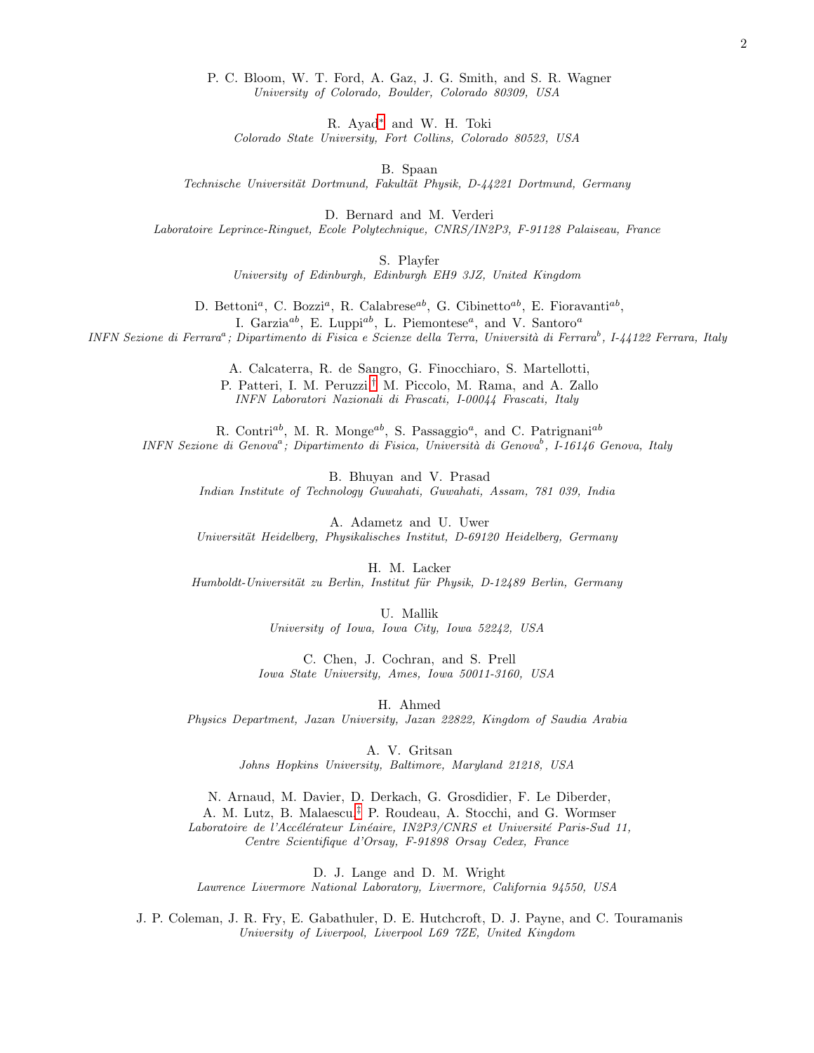P. C. Bloom, W. T. Ford, A. Gaz, J. G. Smith, and S. R. Wagner
*University of Colorado, Boulder, Colorado 80309, USA*

R. Ayad[*] and W. H. Toki
*Colorado State University, Fort Collins, Colorado 80523, USA*

B. Spaan
*Technische Universität Dortmund, Fakultät Physik, D-44221 Dortmund, Germany*

D. Bernard and M. Verderi
*Laboratoire Leprince-Ringuet, Ecole Polytechnique, CNRS/IN2P3, F-91128 Palaiseau, France*

S. Playfer
*University of Edinburgh, Edinburgh EH9 3JZ, United Kingdom*

D. Bettoni[a], C. Bozzi[a], R. Calabrese[ab], G. Cibinetto[ab], E. Fioravanti[ab], I. Garzia[ab], E. Luppi[ab], L. Piemontese[a], and V. Santoro[a]
*INFN Sezione di Ferrara[a]; Dipartimento di Fisica e Scienze della Terra, Università di Ferrara[b], I-44122 Ferrara, Italy*

A. Calcaterra, R. de Sangro, G. Finocchiaro, S. Martellotti, P. Patteri, I. M. Peruzzi,[†] M. Piccolo, M. Rama, and A. Zallo
*INFN Laboratori Nazionali di Frascati, I-00044 Frascati, Italy*

R. Contri[ab], M. R. Monge[ab], S. Passaggio[a], and C. Patrignani[ab]
*INFN Sezione di Genova[a]; Dipartimento di Fisica, Università di Genova[b], I-16146 Genova, Italy*

B. Bhuyan and V. Prasad
*Indian Institute of Technology Guwahati, Guwahati, Assam, 781 039, India*

A. Adametz and U. Uwer
*Universität Heidelberg, Physikalisches Institut, D-69120 Heidelberg, Germany*

H. M. Lacker
*Humboldt-Universität zu Berlin, Institut für Physik, D-12489 Berlin, Germany*

U. Mallik
*University of Iowa, Iowa City, Iowa 52242, USA*

C. Chen, J. Cochran, and S. Prell
*Iowa State University, Ames, Iowa 50011-3160, USA*

H. Ahmed
*Physics Department, Jazan University, Jazan 22822, Kingdom of Saudia Arabia*

A. V. Gritsan
*Johns Hopkins University, Baltimore, Maryland 21218, USA*

N. Arnaud, M. Davier, D. Derkach, G. Grosdidier, F. Le Diberder, A. M. Lutz, B. Malaescu,[‡] P. Roudeau, A. Stocchi, and G. Wormser
*Laboratoire de l'Accélérateur Linéaire, IN2P3/CNRS et Université Paris-Sud 11, Centre Scientifique d'Orsay, F-91898 Orsay Cedex, France*

D. J. Lange and D. M. Wright
*Lawrence Livermore National Laboratory, Livermore, California 94550, USA*

J. P. Coleman, J. R. Fry, E. Gabathuler, D. E. Hutchcroft, D. J. Payne, and C. Touramanis
*University of Liverpool, Liverpool L69 7ZE, United Kingdom*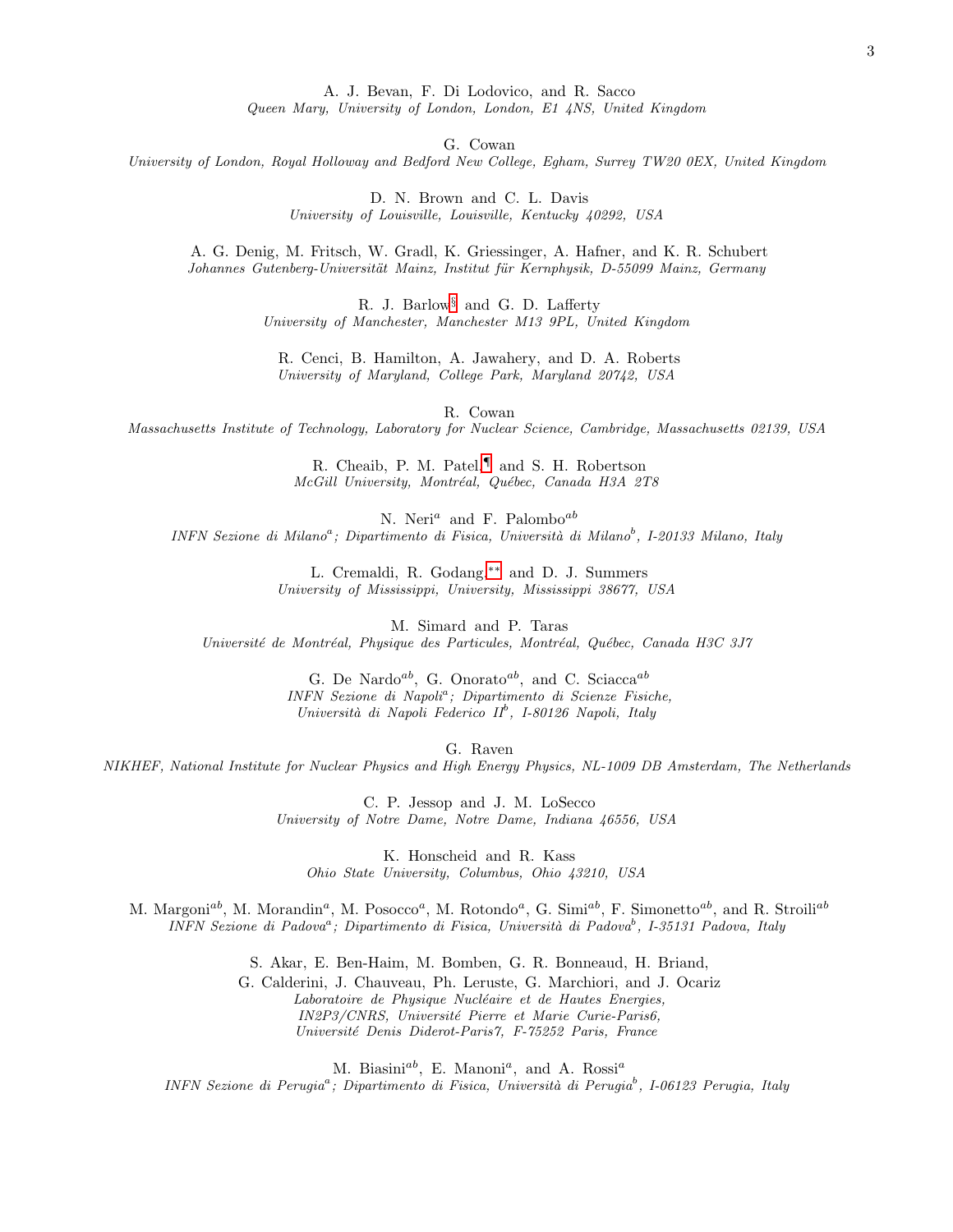A. J. Bevan, F. Di Lodovico, and R. Sacco
*Queen Mary, University of London, London, E1 4NS, United Kingdom*

G. Cowan
*University of London, Royal Holloway and Bedford New College, Egham, Surrey TW20 0EX, United Kingdom*

D. N. Brown and C. L. Davis
*University of Louisville, Louisville, Kentucky 40292, USA*

A. G. Denig, M. Fritsch, W. Gradl, K. Griessinger, A. Hafner, and K. R. Schubert
*Johannes Gutenberg-Universität Mainz, Institut für Kernphysik, D-55099 Mainz, Germany*

R. J. Barlow[§] and G. D. Lafferty
*University of Manchester, Manchester M13 9PL, United Kingdom*

R. Cenci, B. Hamilton, A. Jawahery, and D. A. Roberts
*University of Maryland, College Park, Maryland 20742, USA*

R. Cowan
*Massachusetts Institute of Technology, Laboratory for Nuclear Science, Cambridge, Massachusetts 02139, USA*

R. Cheaib, P. M. Patel,[¶] and S. H. Robertson
*McGill University, Montréal, Québec, Canada H3A 2T8*

N. Neri[a] and F. Palombo[ab]
*INFN Sezione di Milano[a]; Dipartimento di Fisica, Università di Milano[b], I-20133 Milano, Italy*

L. Cremaldi, R. Godang,[**] and D. J. Summers
*University of Mississippi, University, Mississippi 38677, USA*

M. Simard and P. Taras
*Université de Montréal, Physique des Particules, Montréal, Québec, Canada H3C 3J7*

G. De Nardo[ab], G. Onorato[ab], and C. Sciacca[ab]
*INFN Sezione di Napoli[a]; Dipartimento di Scienze Fisiche, Università di Napoli Federico II[b], I-80126 Napoli, Italy*

G. Raven
*NIKHEF, National Institute for Nuclear Physics and High Energy Physics, NL-1009 DB Amsterdam, The Netherlands*

C. P. Jessop and J. M. LoSecco
*University of Notre Dame, Notre Dame, Indiana 46556, USA*

K. Honscheid and R. Kass
*Ohio State University, Columbus, Ohio 43210, USA*

M. Margoni[ab], M. Morandin[a], M. Posocco[a], M. Rotondo[a], G. Simi[ab], F. Simonetto[ab], and R. Stroili[ab]
*INFN Sezione di Padova[a]; Dipartimento di Fisica, Università di Padova[b], I-35131 Padova, Italy*

S. Akar, E. Ben-Haim, M. Bomben, G. R. Bonneaud, H. Briand, G. Calderini, J. Chauveau, Ph. Leruste, G. Marchiori, and J. Ocariz
*Laboratoire de Physique Nucléaire et de Hautes Energies, IN2P3/CNRS, Université Pierre et Marie Curie-Paris6, Université Denis Diderot-Paris7, F-75252 Paris, France*

M. Biasini[ab], E. Manoni[a], and A. Rossi[a]
*INFN Sezione di Perugia[a]; Dipartimento di Fisica, Università di Perugia[b], I-06123 Perugia, Italy*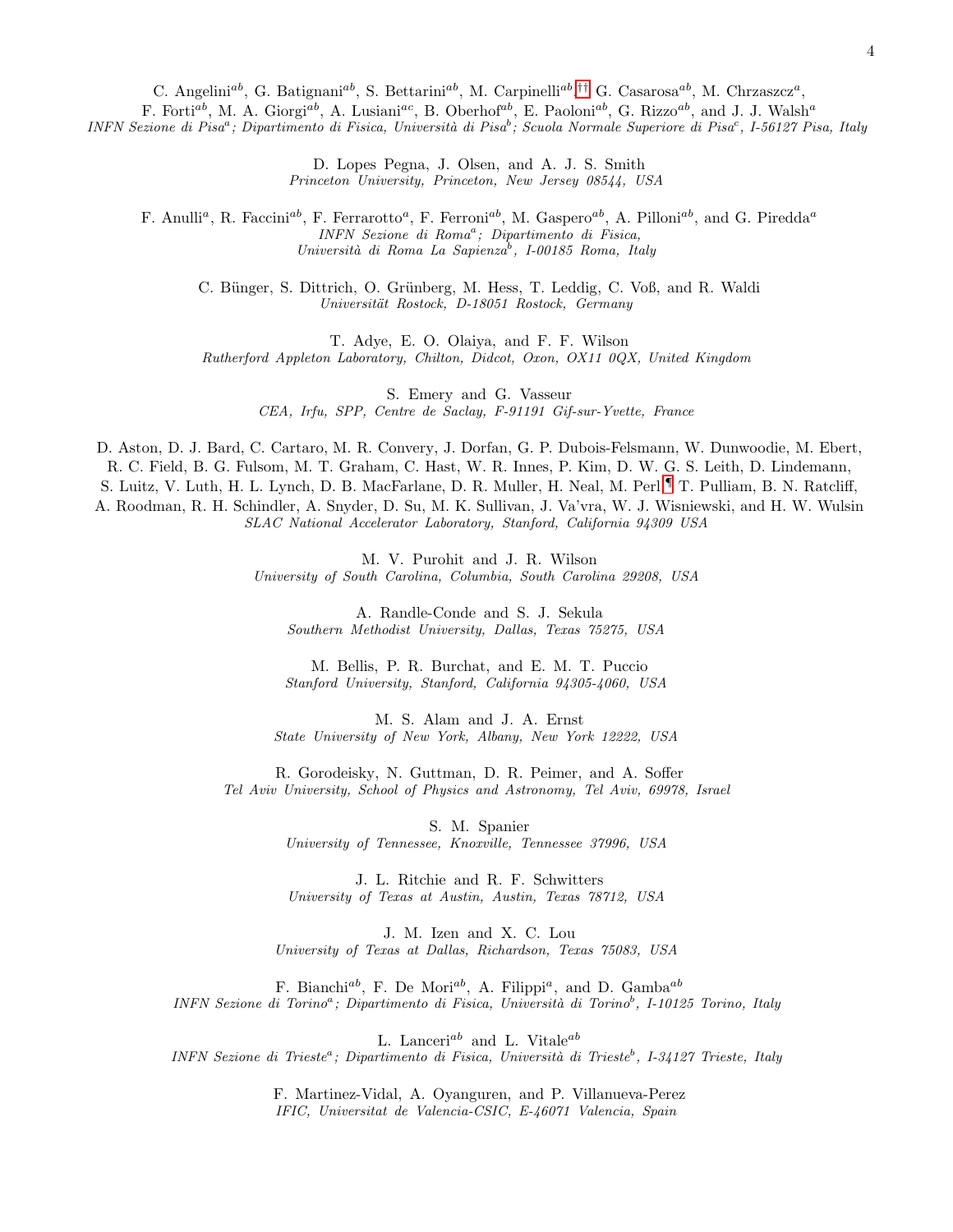C. Angelini[ab], G. Batignani[ab], S. Bettarini[ab], M. Carpinelli[ab,††], G. Casarosa[ab], M. Chrzaszcz[a], F. Forti[ab], M. A. Giorgi[ab], A. Lusiani[ac], B. Oberhof[ab], E. Paoloni[ab], G. Rizzo[ab], and J. J. Walsh[a]
*INFN Sezione di Pisa[a]; Dipartimento di Fisica, Università di Pisa[b]; Scuola Normale Superiore di Pisa[c], I-56127 Pisa, Italy*

D. Lopes Pegna, J. Olsen, and A. J. S. Smith
*Princeton University, Princeton, New Jersey 08544, USA*

F. Anulli[a], R. Faccini[ab], F. Ferrarotto[a], F. Ferroni[ab], M. Gaspero[ab], A. Pilloni[ab], and G. Piredda[a]
*INFN Sezione di Roma[a]; Dipartimento di Fisica, Università di Roma La Sapienza[b], I-00185 Roma, Italy*

C. Bünger, S. Dittrich, O. Grünberg, M. Hess, T. Leddig, C. Voß, and R. Waldi
*Universität Rostock, D-18051 Rostock, Germany*

T. Adye, E. O. Olaiya, and F. F. Wilson
*Rutherford Appleton Laboratory, Chilton, Didcot, Oxon, OX11 0QX, United Kingdom*

S. Emery and G. Vasseur
*CEA, Irfu, SPP, Centre de Saclay, F-91191 Gif-sur-Yvette, France*

D. Aston, D. J. Bard, C. Cartaro, M. R. Convery, J. Dorfan, G. P. Dubois-Felsmann, W. Dunwoodie, M. Ebert, R. C. Field, B. G. Fulsom, M. T. Graham, C. Hast, W. R. Innes, P. Kim, D. W. G. S. Leith, D. Lindemann, S. Luitz, V. Luth, H. L. Lynch, D. B. MacFarlane, D. R. Muller, H. Neal, M. Perl,[¶] T. Pulliam, B. N. Ratcliff, A. Roodman, R. H. Schindler, A. Snyder, D. Su, M. K. Sullivan, J. Va'vra, W. J. Wisniewski, and H. W. Wulsin
*SLAC National Accelerator Laboratory, Stanford, California 94309 USA*

M. V. Purohit and J. R. Wilson
*University of South Carolina, Columbia, South Carolina 29208, USA*

A. Randle-Conde and S. J. Sekula
*Southern Methodist University, Dallas, Texas 75275, USA*

M. Bellis, P. R. Burchat, and E. M. T. Puccio
*Stanford University, Stanford, California 94305-4060, USA*

M. S. Alam and J. A. Ernst
*State University of New York, Albany, New York 12222, USA*

R. Gorodeisky, N. Guttman, D. R. Peimer, and A. Soffer
*Tel Aviv University, School of Physics and Astronomy, Tel Aviv, 69978, Israel*

S. M. Spanier
*University of Tennessee, Knoxville, Tennessee 37996, USA*

J. L. Ritchie and R. F. Schwitters
*University of Texas at Austin, Austin, Texas 78712, USA*

J. M. Izen and X. C. Lou
*University of Texas at Dallas, Richardson, Texas 75083, USA*

F. Bianchi[ab], F. De Mori[ab], A. Filippi[a], and D. Gamba[ab]
*INFN Sezione di Torino[a]; Dipartimento di Fisica, Università di Torino[b], I-10125 Torino, Italy*

L. Lanceri[ab] and L. Vitale[ab]
*INFN Sezione di Trieste[a]; Dipartimento di Fisica, Università di Trieste[b], I-34127 Trieste, Italy*

F. Martinez-Vidal, A. Oyanguren, and P. Villanueva-Perez
*IFIC, Universitat de Valencia-CSIC, E-46071 Valencia, Spain*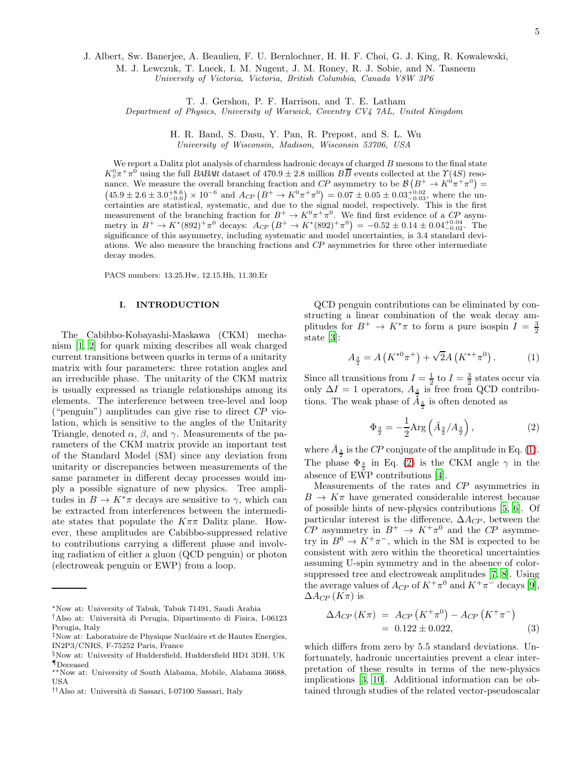J. Albert, Sw. Banerjee, A. Beaulieu, F. U. Bernlochner, H. H. F. Choi, G. J. King, R. Kowalewski, M. J. Lewczuk, T. Lueck, I. M. Nugent, J. M. Roney, R. J. Sobie, and N. Tasneem
*University of Victoria, Victoria, British Columbia, Canada V8W 3P6*

T. J. Gershon, P. F. Harrison, and T. E. Latham
*Department of Physics, University of Warwick, Coventry CV4 7AL, United Kingdom*

H. R. Band, S. Dasu, Y. Pan, R. Prepost, and S. L. Wu
*University of Wisconsin, Madison, Wisconsin 53706, USA*

We report a Dalitz plot analysis of charmless hadronic decays of charged $B$ mesons to the final state $K^0_S\pi^+\pi^0$ using the full *BABAR* dataset of $470.9 \pm 2.8$ million $B\overline{B}$ events collected at the $\Upsilon(4S)$ resonance. We measure the overall branching fraction and $CP$ asymmetry to be $\mathcal{B}\left(B^+ \to K^0\pi^+\pi^0\right) = \left(45.9 \pm 2.6 \pm 3.0^{+8.6}_{-0.0}\right) \times 10^{-6}$ and $A_{CP}\left(B^+ \to K^0\pi^+\pi^0\right) = 0.07 \pm 0.05 \pm 0.03^{+0.02}_{-0.03}$, where the uncertainties are statistical, systematic, and due to the signal model, respectively. This is the first measurement of the branching fraction for $B^+ \to K^0\pi^+\pi^0$. We find first evidence of a $CP$ asymmetry in $B^+ \to K^*(892)^+\pi^0$ decays: $A_{CP}\left(B^+ \to K^*(892)^+\pi^0\right) = -0.52 \pm 0.14 \pm 0.04^{+0.04}_{-0.02}$. The significance of this asymmetry, including systematic and model uncertainties, is 3.4 standard deviations. We also measure the branching fractions and $CP$ asymmetries for three other intermediate decay modes.

PACS numbers: 13.25.Hw, 12.15.Hh, 11.30.Er

## I. INTRODUCTION

The Cabibbo-Kobayashi-Maskawa (CKM) mechanism [1, 2] for quark mixing describes all weak charged current transitions between quarks in terms of a unitarity matrix with four parameters: three rotation angles and an irreducible phase. The unitarity of the CKM matrix is usually expressed as triangle relationships among its elements. The interference between tree-level and loop ("penguin") amplitudes can give rise to direct $CP$ violation, which is sensitive to the angles of the Unitarity Triangle, denoted $\alpha$, $\beta$, and $\gamma$. Measurements of the parameters of the CKM matrix provide an important test of the Standard Model (SM) since any deviation from unitarity or discrepancies between measurements of the same parameter in different decay processes would imply a possible signature of new physics. Tree amplitudes in $B \to K^*\pi$ decays are sensitive to $\gamma$, which can be extracted from interferences between the intermediate states that populate the $K\pi\pi$ Dalitz plane. However, these amplitudes are Cabibbo-suppressed relative to contributions carrying a different phase and involving radiation of either a gluon (QCD penguin) or photon (electroweak penguin or EWP) from a loop.

QCD penguin contributions can be eliminated by constructing a linear combination of the weak decay amplitudes for $B^+ \to K^*\pi$ to form a pure isospin $I = \frac{3}{2}$ state [3]:

$$A_{\frac{3}{2}} = A\left(K^{*0}\pi^+\right) + \sqrt{2}A\left(K^{*+}\pi^0\right). \tag{1}$$

Since all transitions from $I = \frac{1}{2}$ to $I = \frac{3}{2}$ states occur via only $\Delta I = 1$ operators, $A_{\frac{3}{2}}$ is free from QCD contributions. The weak phase of $\bar{A}_{\frac{3}{2}}$ is often denoted as

$$\Phi_{\frac{3}{2}} = -\frac{1}{2}\mathrm{Arg}\left(\bar{A}_{\frac{3}{2}}/A_{\frac{3}{2}}\right), \tag{2}$$

where $\bar{A}_{\frac{3}{2}}$ is the $CP$ conjugate of the amplitude in Eq. (1). The phase $\Phi_{\frac{3}{2}}$ in Eq. (2) is the CKM angle $\gamma$ in the absence of EWP contributions [4].

Measurements of the rates and $CP$ asymmetries in $B \to K\pi$ have generated considerable interest because of possible hints of new-physics contributions [5, 6]. Of particular interest is the difference, $\Delta A_{CP}$, between the $CP$ asymmetry in $B^+ \to K^+\pi^0$ and the $CP$ asymmetry in $B^0 \to K^+\pi^-$, which in the SM is expected to be consistent with zero within the theoretical uncertainties assuming U-spin symmetry and in the absence of color-suppressed tree and electroweak amplitudes [7, 8]. Using the average values of $A_{CP}$ of $K^+\pi^0$ and $K^+\pi^-$ decays [9], $\Delta A_{CP}(K\pi)$ is

$$\begin{aligned}\Delta A_{CP}\left(K\pi\right) &= A_{CP}\left(K^+\pi^0\right) - A_{CP}\left(K^+\pi^-\right)\\ &= 0.122 \pm 0.022,\end{aligned} \tag{3}$$

which differs from zero by 5.5 standard deviations. Unfortunately, hadronic uncertainties prevent a clear interpretation of these results in terms of the new-physics implications [3, 10]. Additional information can be obtained through studies of the related vector-pseudoscalar

*Now at: University of Tabuk, Tabuk 71491, Saudi Arabia
†Also at: Università di Perugia, Dipartimento di Fisica, I-06123 Perugia, Italy
‡Now at: Laboratoire de Physique Nucléaire et de Hautes Energies, IN2P3/CNRS, F-75252 Paris, France
§Now at: University of Huddersfield, Huddersfield HD1 3DH, UK
¶Deceased
**Now at: University of South Alabama, Mobile, Alabama 36688, USA
††Also at: Università di Sassari, I-07100 Sassari, Italy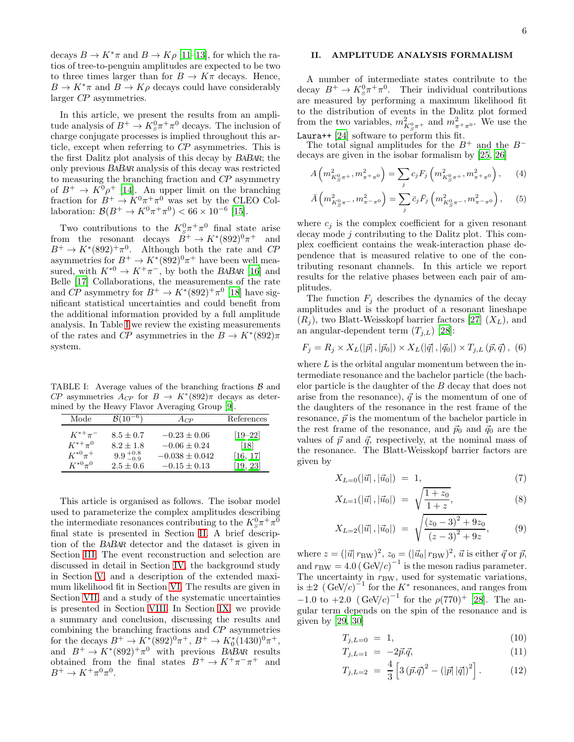decays $B \to K^*\pi$ and $B \to K\rho$ [11–13], for which the ratios of tree-to-penguin amplitudes are expected to be two to three times larger than for $B \to K\pi$ decays. Hence, $B \to K^*\pi$ and $B \to K\rho$ decays could have considerably larger *CP* asymmetries.

In this article, we present the results from an amplitude analysis of $B^+ \to K^0_S\pi^+\pi^0$ decays. The inclusion of charge conjugate processes is implied throughout this article, except when referring to *CP* asymmetries. This is the first Dalitz plot analysis of this decay by *BABAR*; the only previous *BABAR* analysis of this decay was restricted to measuring the branching fraction and *CP* asymmetry of $B^+ \to K^0\rho^+$ [14]. An upper limit on the branching fraction for $B^+ \to K^0\pi^+\pi^0$ was set by the CLEO Collaboration: $\mathcal{B}(B^+ \to K^0\pi^+\pi^0) < 66 \times 10^{-6}$ [15].

Two contributions to the $K^0_S\pi^+\pi^0$ final state arise from the resonant decays $B^+ \to K^*(892)^0\pi^+$ and $B^+ \to K^*(892)^+\pi^0$. Although both the rate and *CP* asymmetries for $B^+ \to K^*(892)^0\pi^+$ have been well measured, with $K^{*0} \to K^+\pi^-$, by both the *BABAR* [16] and Belle [17] Collaborations, the measurements of the rate and *CP* asymmetry for $B^+ \to K^*(892)^+\pi^0$ [18] have significant statistical uncertainties and could benefit from the additional information provided by a full amplitude analysis. In Table I we review the existing measurements of the rates and *CP* asymmetries in the $B \to K^*(892)\pi$ system.

TABLE I: Average values of the branching fractions $\mathcal{B}$ and *CP* asymmetries $A_{CP}$ for $B \to K^*(892)\pi$ decays as determined by the Heavy Flavor Averaging Group [9].

| Mode | $\mathcal{B}(10^{-6})$ | $A_{CP}$ | References |
|---|---|---|---|
| $K^{*+}\pi^-$ | $8.5 \pm 0.7$ | $-0.23 \pm 0.06$ | [19–22] |
| $K^{*+}\pi^0$ | $8.2 \pm 1.8$ | $-0.06 \pm 0.24$ | [18] |
| $K^{*0}\pi^+$ | $9.9\,^{+0.8}_{-0.9}$ | $-0.038 \pm 0.042$ | [16, 17] |
| $K^{*0}\pi^0$ | $2.5 \pm 0.6$ | $-0.15 \pm 0.13$ | [19, 23] |

This article is organised as follows. The isobar model used to parameterize the complex amplitudes describing the intermediate resonances contributing to the $K^0_S\pi^+\pi^0$ final state is presented in Section II. A brief description of the *BABAR* detector and the dataset is given in Section III. The event reconstruction and selection are discussed in detail in Section IV, the background study in Section V, and a description of the extended maximum likelihood fit in Section VI. The results are given in Section VII, and a study of the systematic uncertainties is presented in Section VIII. In Section IX, we provide a summary and conclusion, discussing the results and combining the branching fractions and *CP* asymmetries for the decays $B^+ \to K^*(892)^0\pi^+$, $B^+ \to K^*_0(1430)^0\pi^+$, and $B^+ \to K^*(892)^+\pi^0$ with previous *BABAR* results obtained from the final states $B^+ \to K^+\pi^-\pi^+$ and $B^+ \to K^+\pi^0\pi^0$.

## II. AMPLITUDE ANALYSIS FORMALISM

A number of intermediate states contribute to the decay $B^+ \to K^0_S\pi^+\pi^0$. Their individual contributions are measured by performing a maximum likelihood fit to the distribution of events in the Dalitz plot formed from the two variables, $m^2_{K^0_S\pi^+}$ and $m^2_{\pi^+\pi^0}$. We use the `Laura++` [24] software to perform this fit.

The total signal amplitudes for the $B^+$ and the $B^-$ decays are given in the isobar formalism by [25, 26]

$$A\left(m^2_{K^0_S\pi^+}, m^2_{\pi^+\pi^0}\right) = \sum_j c_j F_j\left(m^2_{K^0_S\pi^+}, m^2_{\pi^+\pi^0}\right), \qquad (4)$$

$$\bar{A}\left(m^2_{K^0_S\pi^-}, m^2_{\pi^-\pi^0}\right) = \sum_j \bar{c}_j \bar{F}_j\left(m^2_{K^0_S\pi^-}, m^2_{\pi^-\pi^0}\right), \qquad (5)$$

where $c_j$ is the complex coefficient for a given resonant decay mode $j$ contributing to the Dalitz plot. This complex coefficient contains the weak-interaction phase dependence that is measured relative to one of the contributing resonant channels. In this article we report results for the relative phases between each pair of amplitudes.

The function $F_j$ describes the dynamics of the decay amplitudes and is the product of a resonant lineshape ($R_j$), two Blatt-Weisskopf barrier factors [27] ($X_L$), and an angular-dependent term ($T_{j,L}$) [28]:

$$F_j = R_j \times X_L(|\vec{p}|, |\vec{p}_0|) \times X_L(|\vec{q}|, |\vec{q}_0|) \times T_{j,L}(\vec{p}, \vec{q}), \qquad (6)$$

where $L$ is the orbital angular momentum between the intermediate resonance and the bachelor particle (the bachelor particle is the daughter of the $B$ decay that does not arise from the resonance), $\vec{q}$ is the momentum of one of the daughters of the resonance in the rest frame of the resonance, $\vec{p}$ is the momentum of the bachelor particle in the rest frame of the resonance, and $\vec{p}_0$ and $\vec{q}_0$ are the values of $\vec{p}$ and $\vec{q}$, respectively, at the nominal mass of the resonance. The Blatt-Weisskopf barrier factors are given by

$$X_{L=0}(|\vec{u}|, |\vec{u}_0|) = 1, \qquad (7)$$

$$X_{L=1}(|\vec{u}|, |\vec{u}_0|) = \sqrt{\frac{1+z_0}{1+z}}, \qquad (8)$$

$$X_{L=2}(|\vec{u}|, |\vec{u}_0|) = \sqrt{\frac{(z_0-3)^2 + 9z_0}{(z-3)^2 + 9z}}, \qquad (9)$$

where $z = (|\vec{u}|\, r_{\rm BW})^2$, $z_0 = (|\vec{u}_0|\, r_{\rm BW})^2$, $\vec{u}$ is either $\vec{q}$ or $\vec{p}$, and $r_{\rm BW} = 4.0\,({\rm GeV}/c)^{-1}$ is the meson radius parameter. The uncertainty in $r_{\rm BW}$, used for systematic variations, is $\pm 2\ ({\rm GeV}/c)^{-1}$ for the $K^*$ resonances, and ranges from $-1.0$ to $+2.0\ ({\rm GeV}/c)^{-1}$ for the $\rho(770)^+$ [28]. The angular term depends on the spin of the resonance and is given by [29, 30]

$$T_{j,L=0} = 1, \qquad (10)$$

$$T_{j,L=1} = -2\vec{p}.\vec{q}, \qquad (11)$$

$$T_{j,L=2} = \frac{4}{3}\left[3\left(\vec{p}.\vec{q}\right)^2 - \left(|\vec{p}|\,|\vec{q}|\right)^2\right]. \qquad (12)$$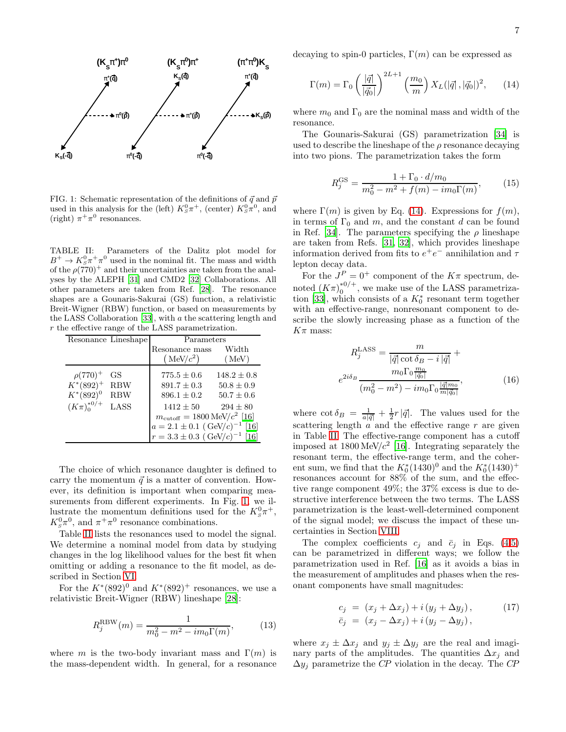FIG. 1: Schematic representation of the definitions of $\vec{q}$ and $\vec{p}$ used in this analysis for the (left) $K_S^0\pi^+$, (center) $K_S^0\pi^0$, and (right) $\pi^+\pi^0$ resonances.

TABLE II: Parameters of the Dalitz plot model for $B^+ \to K_S^0\pi^+\pi^0$ used in the nominal fit. The mass and width of the $\rho(770)^+$ and their uncertainties are taken from the analyses by the ALEPH [31] and CMD2 [32] Collaborations. All other parameters are taken from Ref. [28]. The resonance shapes are a Gounaris-Sakurai (GS) function, a relativistic Breit-Wigner (RBW) function, or based on measurements by the LASS Collaboration [33], with $a$ the scattering length and $r$ the effective range of the LASS parametrization.

| Resonance | Lineshape | Resonance mass $\left(\mathrm{MeV}/c^2\right)$ | Width $(\mathrm{MeV})$ |
|---|---|---|---|
| $\rho(770)^+$ | GS | $775.5 \pm 0.6$ | $148.2 \pm 0.8$ |
| $K^*(892)^+$ | RBW | $891.7 \pm 0.3$ | $50.8 \pm 0.9$ |
| $K^*(892)^0$ | RBW | $896.1 \pm 0.2$ | $50.7 \pm 0.6$ |
| $(K\pi)_0^{*0/+}$ | LASS | $1412 \pm 50$ | $294 \pm 80$ |
| | | $m_{\rm cutoff} = 1800\,\mathrm{MeV}/c^2$ [16] | |
| | | $a = 2.1 \pm 0.1\ (\mathrm{GeV}/c)^{-1}$ [16] | |
| | | $r = 3.3 \pm 0.3\ (\mathrm{GeV}/c)^{-1}$ [16] | |

The choice of which resonance daughter is defined to carry the momentum $\vec{q}$ is a matter of convention. However, its definition is important when comparing measurements from different experiments. In Fig. 1, we illustrate the momentum definitions used for the $K_S^0\pi^+$, $K_S^0\pi^0$, and $\pi^+\pi^0$ resonance combinations.

Table II lists the resonances used to model the signal. We determine a nominal model from data by studying changes in the log likelihood values for the best fit when omitting or adding a resonance to the fit model, as described in Section VI.

For the $K^*(892)^0$ and $K^*(892)^+$ resonances, we use a relativistic Breit-Wigner (RBW) lineshape [28]:

$$R_j^{\rm RBW}(m) = \frac{1}{m_0^2 - m^2 - i m_0 \Gamma(m)}, \tag{13}$$

where $m$ is the two-body invariant mass and $\Gamma(m)$ is the mass-dependent width. In general, for a resonance decaying to spin-0 particles, $\Gamma(m)$ can be expressed as

$$\Gamma(m) = \Gamma_0 \left(\frac{|\vec{q}|}{|\vec{q_0}|}\right)^{2L+1} \left(\frac{m_0}{m}\right) X_L(|\vec{q}|\,, |\vec{q_0}|)^2, \tag{14}$$

where $m_0$ and $\Gamma_0$ are the nominal mass and width of the resonance.

The Gounaris-Sakurai (GS) parametrization [34] is used to describe the lineshape of the $\rho$ resonance decaying into two pions. The parametrization takes the form

$$R_j^{\rm GS} = \frac{1 + \Gamma_0 \cdot d/m_0}{m_0^2 - m^2 + f(m) - i m_0 \Gamma(m)}, \tag{15}$$

where $\Gamma(m)$ is given by Eq. (14). Expressions for $f(m)$, in terms of $\Gamma_0$ and $m$, and the constant $d$ can be found in Ref. [34]. The parameters specifying the $\rho$ lineshape are taken from Refs. [31, 32], which provides lineshape information derived from fits to $e^+e^-$ annihilation and $\tau$ lepton decay data.

For the $J^P = 0^+$ component of the $K\pi$ spectrum, denoted $(K\pi)_0^{*0/+}$, we make use of the LASS parametrization [33], which consists of a $K_0^*$ resonant term together with an effective-range, nonresonant component to describe the slowly increasing phase as a function of the $K\pi$ mass:

$$R_j^{\rm LASS} = \frac{m}{|\vec{q}| \cot\delta_B - i\,|\vec{q}|} + e^{2i\delta_B} \frac{m_0 \Gamma_0 \frac{m_0}{|\vec{q_0}|}}{(m_0^2 - m^2) - i m_0 \Gamma_0 \frac{|\vec{q}| m_0}{m |q_0|}}, \tag{16}$$

where $\cot\delta_B = \frac{1}{a|\vec{q}|} + \frac{1}{2} r\,|\vec{q}|$. The values used for the scattering length $a$ and the effective range $r$ are given in Table II. The effective-range component has a cutoff imposed at $1800\,\mathrm{MeV}/c^2$ [16]. Integrating separately the resonant term, the effective-range term, and the coherent sum, we find that the $K_0^*(1430)^0$ and the $K_0^*(1430)^+$ resonances account for 88% of the sum, and the effective range component 49%; the 37% excess is due to destructive interference between the two terms. The LASS parametrization is the least-well-determined component of the signal model; we discuss the impact of these uncertainties in Section VIII.

The complex coefficients $c_j$ and $\bar{c}_j$ in Eqs. (4,5) can be parametrized in different ways; we follow the parametrization used in Ref. [16] as it avoids a bias in the measurement of amplitudes and phases when the resonant components have small magnitudes:

$$\begin{aligned} c_j &= (x_j + \Delta x_j) + i\,(y_j + \Delta y_j)\,, \\ \bar{c}_j &= (x_j - \Delta x_j) + i\,(y_j - \Delta y_j)\,, \end{aligned} \tag{17}$$

where $x_j \pm \Delta x_j$ and $y_j \pm \Delta y_j$ are the real and imaginary parts of the amplitudes. The quantities $\Delta x_j$ and $\Delta y_j$ parametrize the $CP$ violation in the decay. The $CP$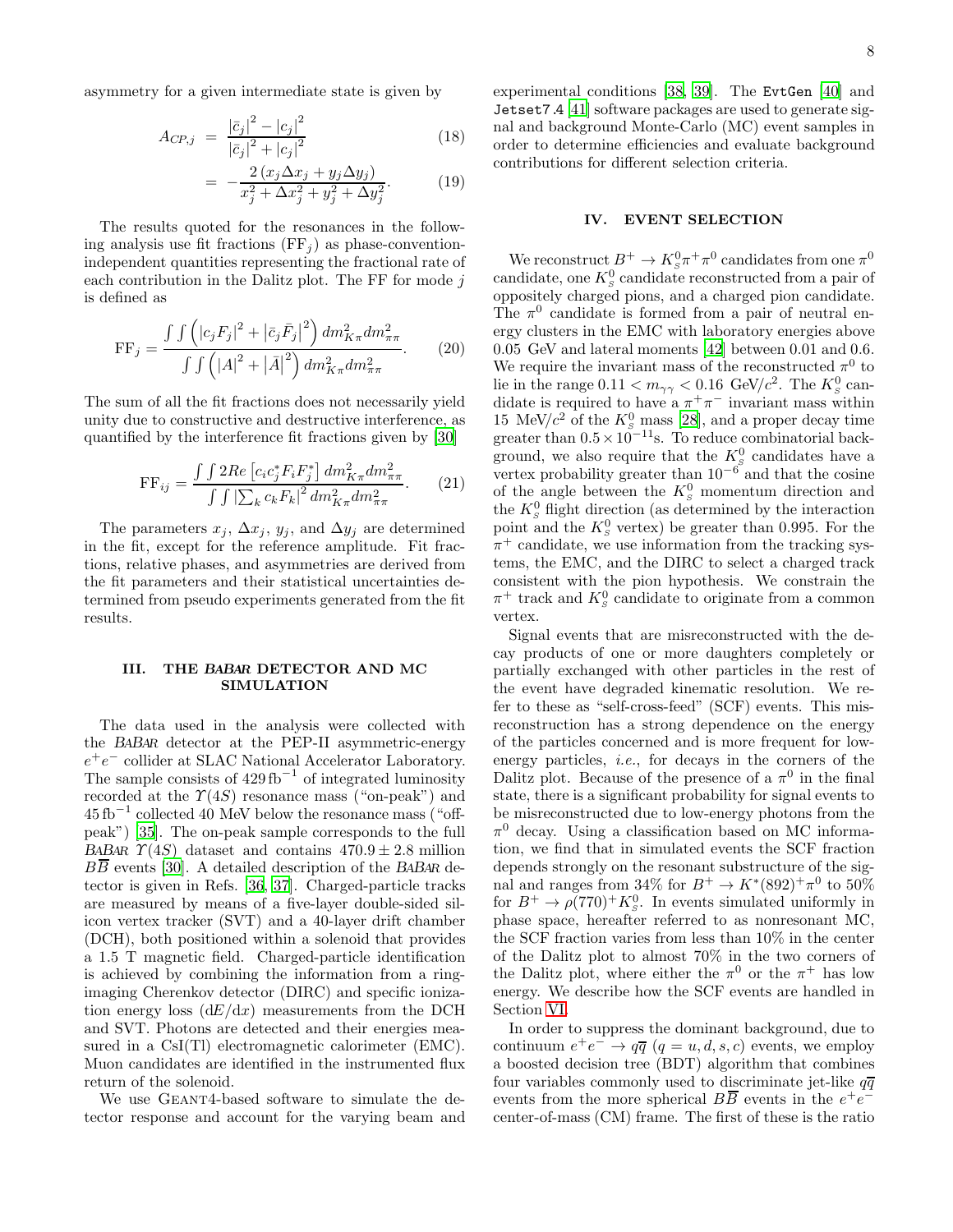asymmetry for a given intermediate state is given by

$$A_{CP,j} = \frac{|\bar{c}_j|^2 - |c_j|^2}{|\bar{c}_j|^2 + |c_j|^2} \tag{18}$$

$$= -\frac{2\,(x_j \Delta x_j + y_j \Delta y_j)}{x_j^2 + \Delta x_j^2 + y_j^2 + \Delta y_j^2}. \tag{19}$$

The results quoted for the resonances in the following analysis use fit fractions ($\mathrm{FF}_j$) as phase-convention-independent quantities representing the fractional rate of each contribution in the Dalitz plot. The FF for mode $j$ is defined as

$$\mathrm{FF}_j = \frac{\int\int \left(|c_j F_j|^2 + |\bar{c}_j \bar{F}_j|^2\right) dm^2_{K\pi} dm^2_{\pi\pi}}{\int\int \left(|A|^2 + |\bar{A}|^2\right) dm^2_{K\pi} dm^2_{\pi\pi}}. \tag{20}$$

The sum of all the fit fractions does not necessarily yield unity due to constructive and destructive interference, as quantified by the interference fit fractions given by [30]

$$\mathrm{FF}_{ij} = \frac{\int\int 2Re\left[c_i c_j^* F_i F_j^*\right] dm^2_{K\pi} dm^2_{\pi\pi}}{\int\int |\sum_k c_k F_k|^2 \, dm^2_{K\pi} dm^2_{\pi\pi}}. \tag{21}$$

The parameters $x_j$, $\Delta x_j$, $y_j$, and $\Delta y_j$ are determined in the fit, except for the reference amplitude. Fit fractions, relative phases, and asymmetries are derived from the fit parameters and their statistical uncertainties determined from pseudo experiments generated from the fit results.

## III. THE *BABAR* DETECTOR AND MC SIMULATION

The data used in the analysis were collected with the *BABAR* detector at the PEP-II asymmetric-energy $e^+e^-$ collider at SLAC National Accelerator Laboratory. The sample consists of $429\,\mathrm{fb}^{-1}$ of integrated luminosity recorded at the $\Upsilon(4S)$ resonance mass ("on-peak") and $45\,\mathrm{fb}^{-1}$ collected 40 MeV below the resonance mass ("off-peak") [35]. The on-peak sample corresponds to the full *BABAR* $\Upsilon(4S)$ dataset and contains $470.9 \pm 2.8$ million $B\overline{B}$ events [30]. A detailed description of the *BABAR* detector is given in Refs. [36, 37]. Charged-particle tracks are measured by means of a five-layer double-sided silicon vertex tracker (SVT) and a 40-layer drift chamber (DCH), both positioned within a solenoid that provides a 1.5 T magnetic field. Charged-particle identification is achieved by combining the information from a ring-imaging Cherenkov detector (DIRC) and specific ionization energy loss ($\mathrm{d}E/\mathrm{d}x$) measurements from the DCH and SVT. Photons are detected and their energies measured in a CsI(Tl) electromagnetic calorimeter (EMC). Muon candidates are identified in the instrumented flux return of the solenoid.

We use GEANT4-based software to simulate the detector response and account for the varying beam and experimental conditions [38, 39]. The `EvtGen` [40] and `Jetset7.4` [41] software packages are used to generate signal and background Monte-Carlo (MC) event samples in order to determine efficiencies and evaluate background contributions for different selection criteria.

## IV. EVENT SELECTION

We reconstruct $B^+ \to K^0_S \pi^+ \pi^0$ candidates from one $\pi^0$ candidate, one $K^0_S$ candidate reconstructed from a pair of oppositely charged pions, and a charged pion candidate. The $\pi^0$ candidate is formed from a pair of neutral energy clusters in the EMC with laboratory energies above 0.05 GeV and lateral moments [42] between 0.01 and 0.6. We require the invariant mass of the reconstructed $\pi^0$ to lie in the range $0.11 < m_{\gamma\gamma} < 0.16$ GeV/$c^2$. The $K^0_S$ candidate is required to have a $\pi^+\pi^-$ invariant mass within 15 MeV/$c^2$ of the $K^0_S$ mass [28], and a proper decay time greater than $0.5 \times 10^{-11}$s. To reduce combinatorial background, we also require that the $K^0_S$ candidates have a vertex probability greater than $10^{-6}$ and that the cosine of the angle between the $K^0_S$ momentum direction and the $K^0_S$ flight direction (as determined by the interaction point and the $K^0_S$ vertex) be greater than 0.995. For the $\pi^+$ candidate, we use information from the tracking systems, the EMC, and the DIRC to select a charged track consistent with the pion hypothesis. We constrain the $\pi^+$ track and $K^0_S$ candidate to originate from a common vertex.

Signal events that are misreconstructed with the decay products of one or more daughters completely or partially exchanged with other particles in the rest of the event have degraded kinematic resolution. We refer to these as "self-cross-feed" (SCF) events. This misreconstruction has a strong dependence on the energy of the particles concerned and is more frequent for low-energy particles, *i.e.*, for decays in the corners of the Dalitz plot. Because of the presence of a $\pi^0$ in the final state, there is a significant probability for signal events to be misreconstructed due to low-energy photons from the $\pi^0$ decay. Using a classification based on MC information, we find that in simulated events the SCF fraction depends strongly on the resonant substructure of the signal and ranges from 34% for $B^+ \to K^*(892)^+\pi^0$ to 50% for $B^+ \to \rho(770)^+ K^0_S$. In events simulated uniformly in phase space, hereafter referred to as nonresonant MC, the SCF fraction varies from less than 10% in the center of the Dalitz plot to almost 70% in the two corners of the Dalitz plot, where either the $\pi^0$ or the $\pi^+$ has low energy. We describe how the SCF events are handled in Section VI.

In order to suppress the dominant background, due to continuum $e^+e^- \to q\overline{q}$ ($q = u, d, s, c$) events, we employ a boosted decision tree (BDT) algorithm that combines four variables commonly used to discriminate jet-like $q\overline{q}$ events from the more spherical $B\overline{B}$ events in the $e^+e^-$ center-of-mass (CM) frame. The first of these is the ratio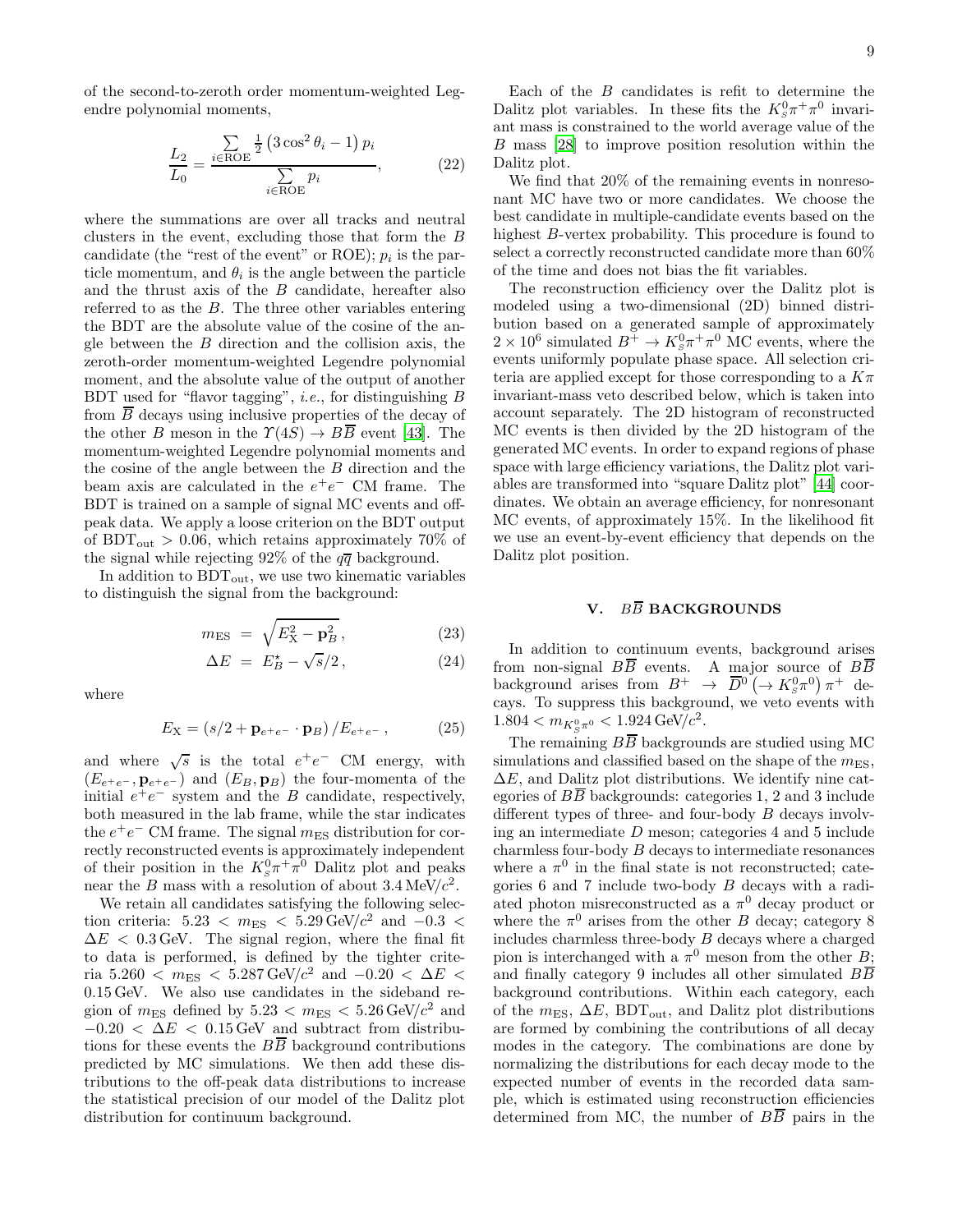of the second-to-zeroth order momentum-weighted Legendre polynomial moments,

$$\frac{L_2}{L_0} = \frac{\sum_{i\in\mathrm{ROE}} \frac{1}{2}\left(3\cos^2\theta_i - 1\right) p_i}{\sum_{i\in\mathrm{ROE}} p_i}, \tag{22}$$

where the summations are over all tracks and neutral clusters in the event, excluding those that form the $B$ candidate (the "rest of the event" or ROE); $p_i$ is the particle momentum, and $\theta_i$ is the angle between the particle and the thrust axis of the $B$ candidate, hereafter also referred to as the $B$. The three other variables entering the BDT are the absolute value of the cosine of the angle between the $B$ direction and the collision axis, the zeroth-order momentum-weighted Legendre polynomial moment, and the absolute value of the output of another BDT used for "flavor tagging", *i.e.*, for distinguishing $B$ from $\overline{B}$ decays using inclusive properties of the decay of the other $B$ meson in the $\Upsilon(4S) \to B\overline{B}$ event [43]. The momentum-weighted Legendre polynomial moments and the cosine of the angle between the $B$ direction and the beam axis are calculated in the $e^+e^-$ CM frame. The BDT is trained on a sample of signal MC events and off-peak data. We apply a loose criterion on the BDT output of $\mathrm{BDT_{out}} > 0.06$, which retains approximately 70% of the signal while rejecting 92% of the $q\overline{q}$ background.

In addition to $\mathrm{BDT_{out}}$, we use two kinematic variables to distinguish the signal from the background:

$$m_{\mathrm{ES}} = \sqrt{E_{\mathrm{X}}^2 - \mathbf{p}_B^2}\,, \tag{23}$$

$$\Delta E = E_B^\star - \sqrt{s}/2\,, \tag{24}$$

where

$$E_{\mathrm{X}} = \left(s/2 + \mathbf{p}_{e^+e^-}\cdot\mathbf{p}_B\right)/E_{e^+e^-}\,, \tag{25}$$

and where $\sqrt{s}$ is the total $e^+e^-$ CM energy, with $(E_{e^+e^-}, \mathbf{p}_{e^+e^-})$ and $(E_B, \mathbf{p}_B)$ the four-momenta of the initial $e^+e^-$ system and the $B$ candidate, respectively, both measured in the lab frame, while the star indicates the $e^+e^-$ CM frame. The signal $m_{\mathrm{ES}}$ distribution for correctly reconstructed events is approximately independent of their position in the $K^0_S\pi^+\pi^0$ Dalitz plot and peaks near the $B$ mass with a resolution of about $3.4\,\mathrm{MeV}/c^2$.

We retain all candidates satisfying the following selection criteria: $5.23 < m_{\mathrm{ES}} < 5.29\,\mathrm{GeV}/c^2$ and $-0.3 < \Delta E < 0.3\,\mathrm{GeV}$. The signal region, where the final fit to data is performed, is defined by the tighter criteria $5.260 < m_{\mathrm{ES}} < 5.287\,\mathrm{GeV}/c^2$ and $-0.20 < \Delta E < 0.15\,\mathrm{GeV}$. We also use candidates in the sideband region of $m_{\mathrm{ES}}$ defined by $5.23 < m_{\mathrm{ES}} < 5.26\,\mathrm{GeV}/c^2$ and $-0.20 < \Delta E < 0.15\,\mathrm{GeV}$ and subtract from distributions for these events the $B\overline{B}$ background contributions predicted by MC simulations. We then add these distributions to the off-peak data distributions to increase the statistical precision of our model of the Dalitz plot distribution for continuum background.

Each of the $B$ candidates is refit to determine the Dalitz plot variables. In these fits the $K^0_S\pi^+\pi^0$ invariant mass is constrained to the world average value of the $B$ mass [28] to improve position resolution within the Dalitz plot.

We find that 20% of the remaining events in nonresonant MC have two or more candidates. We choose the best candidate in multiple-candidate events based on the highest $B$-vertex probability. This procedure is found to select a correctly reconstructed candidate more than 60% of the time and does not bias the fit variables.

The reconstruction efficiency over the Dalitz plot is modeled using a two-dimensional (2D) binned distribution based on a generated sample of approximately $2\times10^6$ simulated $B^+ \to K^0_S\pi^+\pi^0$ MC events, where the events uniformly populate phase space. All selection criteria are applied except for those corresponding to a $K\pi$ invariant-mass veto described below, which is taken into account separately. The 2D histogram of reconstructed MC events is then divided by the 2D histogram of the generated MC events. In order to expand regions of phase space with large efficiency variations, the Dalitz plot variables are transformed into "square Dalitz plot" [44] coordinates. We obtain an average efficiency, for nonresonant MC events, of approximately 15%. In the likelihood fit we use an event-by-event efficiency that depends on the Dalitz plot position.

## V. $B\overline{B}$ BACKGROUNDS

In addition to continuum events, background arises from non-signal $B\overline{B}$ events. A major source of $B\overline{B}$ background arises from $B^+ \to \overline{D}^0\left(\to K^0_S\pi^0\right)\pi^+$ decays. To suppress this background, we veto events with $1.804 < m_{K^0_S\pi^0} < 1.924\,\mathrm{GeV}/c^2$.

The remaining $B\overline{B}$ backgrounds are studied using MC simulations and classified based on the shape of the $m_{\mathrm{ES}}$, $\Delta E$, and Dalitz plot distributions. We identify nine categories of $B\overline{B}$ backgrounds: categories 1, 2 and 3 include different types of three- and four-body $B$ decays involving an intermediate $D$ meson; categories 4 and 5 include charmless four-body $B$ decays to intermediate resonances where a $\pi^0$ in the final state is not reconstructed; categories 6 and 7 include two-body $B$ decays with a radiated photon misreconstructed as a $\pi^0$ decay product or where the $\pi^0$ arises from the other $B$ decay; category 8 includes charmless three-body $B$ decays where a charged pion is interchanged with a $\pi^0$ meson from the other $B$; and finally category 9 includes all other simulated $B\overline{B}$ background contributions. Within each category, each of the $m_{\mathrm{ES}}$, $\Delta E$, $\mathrm{BDT_{out}}$, and Dalitz plot distributions are formed by combining the contributions of all decay modes in the category. The combinations are done by normalizing the distributions for each decay mode to the expected number of events in the recorded data sample, which is estimated using reconstruction efficiencies determined from MC, the number of $B\overline{B}$ pairs in the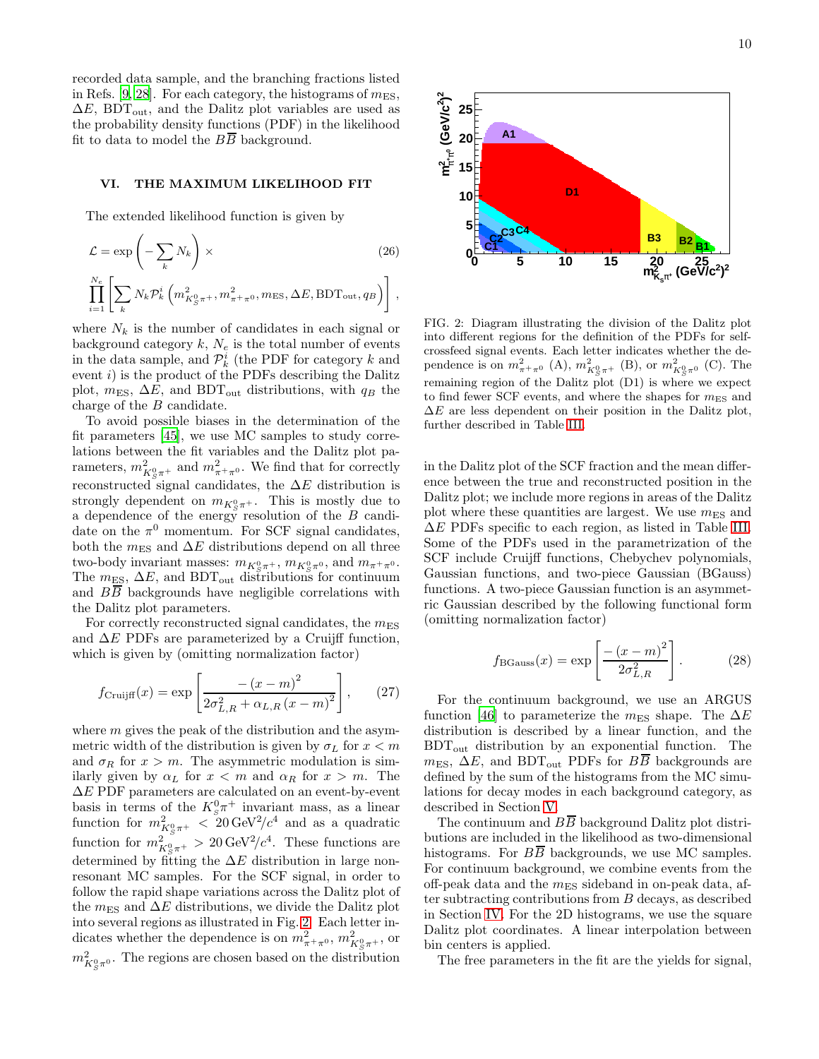recorded data sample, and the branching fractions listed in Refs. [9, 28]. For each category, the histograms of $m_{\rm ES}$, $\Delta E$, $\mathrm{BDT_{out}}$, and the Dalitz plot variables are used as the probability density functions (PDF) in the likelihood fit to data to model the $B\overline{B}$ background.

## VI. THE MAXIMUM LIKELIHOOD FIT

The extended likelihood function is given by

$$\mathcal{L} = \exp\left(-\sum_k N_k\right) \times \prod_{i=1}^{N_e}\left[\sum_k N_k \mathcal{P}_k^i\left(m^2_{K^0_S\pi^+}, m^2_{\pi^+\pi^0}, m_{\rm ES}, \Delta E, \mathrm{BDT_{out}}, q_B\right)\right], \tag{26}$$

where $N_k$ is the number of candidates in each signal or background category $k$, $N_e$ is the total number of events in the data sample, and $\mathcal{P}_k^i$ (the PDF for category $k$ and event $i$) is the product of the PDFs describing the Dalitz plot, $m_{\rm ES}$, $\Delta E$, and $\mathrm{BDT_{out}}$ distributions, with $q_B$ the charge of the $B$ candidate.

To avoid possible biases in the determination of the fit parameters [45], we use MC samples to study correlations between the fit variables and the Dalitz plot parameters, $m^2_{K^0_S\pi^+}$ and $m^2_{\pi^+\pi^0}$. We find that for correctly reconstructed signal candidates, the $\Delta E$ distribution is strongly dependent on $m_{K^0_S\pi^+}$. This is mostly due to a dependence of the energy resolution of the $B$ candidate on the $\pi^0$ momentum. For SCF signal candidates, both the $m_{\rm ES}$ and $\Delta E$ distributions depend on all three two-body invariant masses: $m_{K^0_S\pi^+}$, $m_{K^0_S\pi^0}$, and $m_{\pi^+\pi^0}$. The $m_{\rm ES}$, $\Delta E$, and $\mathrm{BDT_{out}}$ distributions for continuum and $B\overline{B}$ backgrounds have negligible correlations with the Dalitz plot parameters.

For correctly reconstructed signal candidates, the $m_{\rm ES}$ and $\Delta E$ PDFs are parameterized by a Cruijff function, which is given by (omitting normalization factor)

$$f_{\rm Cruijff}(x) = \exp\left[\frac{-\left(x-m\right)^2}{2\sigma^2_{L,R} + \alpha_{L,R}\left(x-m\right)^2}\right], \tag{27}$$

where $m$ gives the peak of the distribution and the asymmetric width of the distribution is given by $\sigma_L$ for $x < m$ and $\sigma_R$ for $x > m$. The asymmetric modulation is similarly given by $\alpha_L$ for $x < m$ and $\alpha_R$ for $x > m$. The $\Delta E$ PDF parameters are calculated on an event-by-event basis in terms of the $K^0_S\pi^+$ invariant mass, as a linear function for $m^2_{K^0_S\pi^+} < 20\,\mathrm{GeV^2}/c^4$ and as a quadratic function for $m^2_{K^0_S\pi^+} > 20\,\mathrm{GeV^2}/c^4$. These functions are determined by fitting the $\Delta E$ distribution in large non-resonant MC samples. For the SCF signal, in order to follow the rapid shape variations across the Dalitz plot of the $m_{\rm ES}$ and $\Delta E$ distributions, we divide the Dalitz plot into several regions as illustrated in Fig. 2. Each letter indicates whether the dependence is on $m^2_{\pi^+\pi^0}$, $m^2_{K^0_S\pi^+}$, or $m^2_{K^0_S\pi^0}$. The regions are chosen based on the distribution in the Dalitz plot of the SCF fraction and the mean difference between the true and reconstructed position in the Dalitz plot; we include more regions in areas of the Dalitz plot where these quantities are largest. We use $m_{\rm ES}$ and $\Delta E$ PDFs specific to each region, as listed in Table III. Some of the PDFs used in the parametrization of the SCF include Cruijff functions, Chebychev polynomials, Gaussian functions, and two-piece Gaussian (BGauss) functions. A two-piece Gaussian function is an asymmetric Gaussian described by the following functional form (omitting normalization factor)

FIG. 2: Diagram illustrating the division of the Dalitz plot into different regions for the definition of the PDFs for self-crossfeed signal events. Each letter indicates whether the dependence is on $m^2_{\pi^+\pi^0}$ (A), $m^2_{K^0_S\pi^+}$ (B), or $m^2_{K^0_S\pi^0}$ (C). The remaining region of the Dalitz plot (D1) is where we expect to find fewer SCF events, and where the shapes for $m_{\rm ES}$ and $\Delta E$ are less dependent on their position in the Dalitz plot, further described in Table III.

$$f_{\rm BGauss}(x) = \exp\left[\frac{-\left(x-m\right)^2}{2\sigma^2_{L,R}}\right]. \tag{28}$$

For the continuum background, we use an ARGUS function [46] to parameterize the $m_{\rm ES}$ shape. The $\Delta E$ distribution is described by a linear function, and the $\mathrm{BDT_{out}}$ distribution by an exponential function. The $m_{\rm ES}$, $\Delta E$, and $\mathrm{BDT_{out}}$ PDFs for $B\overline{B}$ backgrounds are defined by the sum of the histograms from the MC simulations for decay modes in each background category, as described in Section V.

The continuum and $B\overline{B}$ background Dalitz plot distributions are included in the likelihood as two-dimensional histograms. For $B\overline{B}$ backgrounds, we use MC samples. For continuum background, we combine events from the off-peak data and the $m_{\rm ES}$ sideband in on-peak data, after subtracting contributions from $B$ decays, as described in Section IV. For the 2D histograms, we use the square Dalitz plot coordinates. A linear interpolation between bin centers is applied.

The free parameters in the fit are the yields for signal,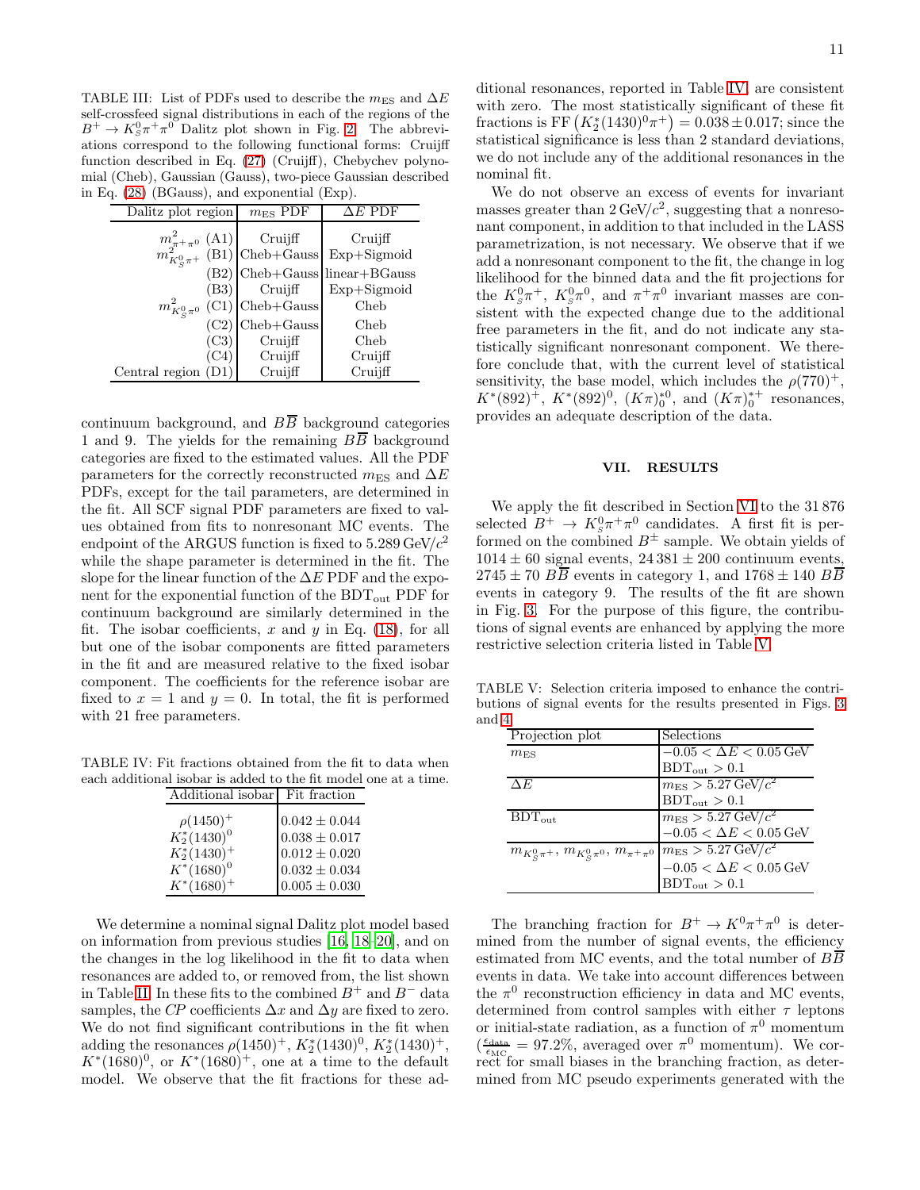TABLE III: List of PDFs used to describe the $m_{\rm ES}$ and $\Delta E$ self-crossfeed signal distributions in each of the regions of the $B^+ \to K^0_S\pi^+\pi^0$ Dalitz plot shown in Fig. 2. The abbreviations correspond to the following functional forms: Cruijff function described in Eq. (27) (Cruijff), Chebychev polynomial (Cheb), Gaussian (Gauss), two-piece Gaussian described in Eq. (28) (BGauss), and exponential (Exp).

| Dalitz plot region | $m_{\rm ES}$ PDF | $\Delta E$ PDF |
|---|---|---|
| $m^2_{\pi^+\pi^0}$ (A1) | Cruijff | Cruijff |
| $m^2_{K^0_S\pi^+}$ (B1) | Cheb+Gauss | Exp+Sigmoid |
| (B2) | Cheb+Gauss | linear+BGauss |
| (B3) | Cruijff | Exp+Sigmoid |
| $m^2_{K^0_S\pi^0}$ (C1) | Cheb+Gauss | Cheb |
| (C2) | Cheb+Gauss | Cheb |
| (C3) | Cruijff | Cheb |
| (C4) | Cruijff | Cruijff |
| Central region (D1) | Cruijff | Cruijff |

continuum background, and $B\overline{B}$ background categories 1 and 9. The yields for the remaining $B\overline{B}$ background categories are fixed to the estimated values. All the PDF parameters for the correctly reconstructed $m_{\rm ES}$ and $\Delta E$ PDFs, except for the tail parameters, are determined in the fit. All SCF signal PDF parameters are fixed to values obtained from fits to nonresonant MC events. The endpoint of the ARGUS function is fixed to $5.289\,{\rm GeV}/c^2$ while the shape parameter is determined in the fit. The slope for the linear function of the $\Delta E$ PDF and the exponent for the exponential function of the ${\rm BDT_{out}}$ PDF for continuum background are similarly determined in the fit. The isobar coefficients, $x$ and $y$ in Eq. (18), for all but one of the isobar components are fitted parameters in the fit and are measured relative to the fixed isobar component. The coefficients for the reference isobar are fixed to $x = 1$ and $y = 0$. In total, the fit is performed with 21 free parameters.

TABLE IV: Fit fractions obtained from the fit to data when each additional isobar is added to the fit model one at a time.

| Additional isobar | Fit fraction |
|---|---|
| $\rho(1450)^+$ | $0.042 \pm 0.044$ |
| $K^*_2(1430)^0$ | $0.038 \pm 0.017$ |
| $K^*_2(1430)^+$ | $0.012 \pm 0.020$ |
| $K^*(1680)^0$ | $0.032 \pm 0.034$ |
| $K^*(1680)^+$ | $0.005 \pm 0.030$ |

We determine a nominal signal Dalitz plot model based on information from previous studies [16, 18–20], and on the changes in the log likelihood in the fit to data when resonances are added to, or removed from, the list shown in Table II. In these fits to the combined $B^+$ and $B^-$ data samples, the *CP* coefficients $\Delta x$ and $\Delta y$ are fixed to zero. We do not find significant contributions in the fit when adding the resonances $\rho(1450)^+$, $K^*_2(1430)^0$, $K^*_2(1430)^+$, $K^*(1680)^0$, or $K^*(1680)^+$, one at a time to the default model. We observe that the fit fractions for these additional resonances, reported in Table IV, are consistent with zero. The most statistically significant of these fit fractions is ${\rm FF}\left(K^*_2(1430)^0\pi^+\right) = 0.038 \pm 0.017$; since the statistical significance is less than 2 standard deviations, we do not include any of the additional resonances in the nominal fit.

We do not observe an excess of events for invariant masses greater than $2\,{\rm GeV}/c^2$, suggesting that a nonresonant component, in addition to that included in the LASS parametrization, is not necessary. We observe that if we add a nonresonant component to the fit, the change in log likelihood for the binned data and the fit projections for the $K^0_S\pi^+$, $K^0_S\pi^0$, and $\pi^+\pi^0$ invariant masses are consistent with the expected change due to the additional free parameters in the fit, and do not indicate any statistically significant nonresonant component. We therefore conclude that, with the current level of statistical sensitivity, the base model, which includes the $\rho(770)^+$, $K^*(892)^+$, $K^*(892)^0$, $(K\pi)^{*0}_0$, and $(K\pi)^{*+}_0$ resonances, provides an adequate description of the data.

## VII. RESULTS

We apply the fit described in Section VI to the 31 876 selected $B^+ \to K^0_S\pi^+\pi^0$ candidates. A first fit is performed on the combined $B^\pm$ sample. We obtain yields of $1014 \pm 60$ signal events, $24\,381 \pm 200$ continuum events, $2745 \pm 70$ $B\overline{B}$ events in category 1, and $1768 \pm 140$ $B\overline{B}$ events in category 9. The results of the fit are shown in Fig. 3. For the purpose of this figure, the contributions of signal events are enhanced by applying the more restrictive selection criteria listed in Table V.

TABLE V: Selection criteria imposed to enhance the contributions of signal events for the results presented in Figs. 3 and 4.

| Projection plot | Selections |
|---|---|
| $m_{\rm ES}$ | $-0.05 < \Delta E < 0.05\,{\rm GeV}$ |
| | ${\rm BDT_{out}} > 0.1$ |
| $\Delta E$ | $m_{\rm ES} > 5.27\,{\rm GeV}/c^2$ |
| | ${\rm BDT_{out}} > 0.1$ |
| ${\rm BDT_{out}}$ | $m_{\rm ES} > 5.27\,{\rm GeV}/c^2$ |
| | $-0.05 < \Delta E < 0.05\,{\rm GeV}$ |
| $m_{K^0_S\pi^+}$, $m_{K^0_S\pi^0}$, $m_{\pi^+\pi^0}$ | $m_{\rm ES} > 5.27\,{\rm GeV}/c^2$ |
| | $-0.05 < \Delta E < 0.05\,{\rm GeV}$ |
| | ${\rm BDT_{out}} > 0.1$ |

The branching fraction for $B^+ \to K^0\pi^+\pi^0$ is determined from the number of signal events, the efficiency estimated from MC events, and the total number of $B\overline{B}$ events in data. We take into account differences between the $\pi^0$ reconstruction efficiency in data and MC events, determined from control samples with either $\tau$ leptons or initial-state radiation, as a function of $\pi^0$ momentum ($\frac{\epsilon_{\rm data}}{\epsilon_{\rm MC}} = 97.2\%$, averaged over $\pi^0$ momentum). We correct for small biases in the branching fraction, as determined from MC pseudo experiments generated with the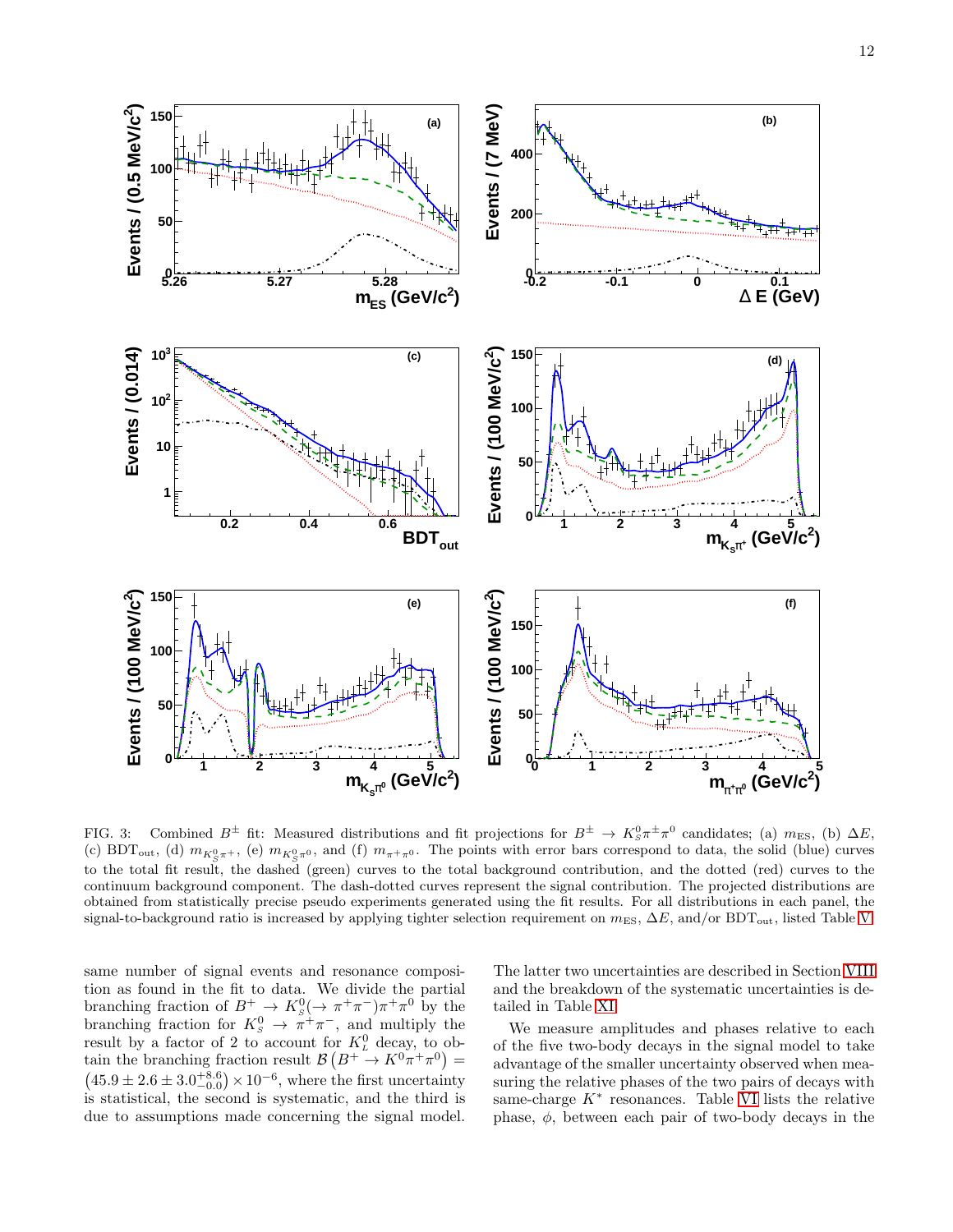FIG. 3: Combined $B^{\pm}$ fit: Measured distributions and fit projections for $B^{\pm} \to K^0_S\pi^{\pm}\pi^0$ candidates; (a) $m_{\rm ES}$, (b) $\Delta E$, (c) $\mathrm{BDT_{out}}$, (d) $m_{K^0_S\pi^+}$, (e) $m_{K^0_S\pi^0}$, and (f) $m_{\pi^+\pi^0}$. The points with error bars correspond to data, the solid (blue) curves to the total fit result, the dashed (green) curves to the total background contribution, and the dotted (red) curves to the continuum background component. The dash-dotted curves represent the signal contribution. The projected distributions are obtained from statistically precise pseudo experiments generated using the fit results. For all distributions in each panel, the signal-to-background ratio is increased by applying tighter selection requirement on $m_{\rm ES}$, $\Delta E$, and/or $\mathrm{BDT_{out}}$, listed Table V.

same number of signal events and resonance composition as found in the fit to data. We divide the partial branching fraction of $B^+ \to K^0_S(\to \pi^+\pi^-)\pi^+\pi^0$ by the branching fraction for $K^0_S \to \pi^+\pi^-$, and multiply the result by a factor of 2 to account for $K^0_L$ decay, to obtain the branching fraction result $\mathcal{B}\left(B^+ \to K^0\pi^+\pi^0\right) = \left(45.9 \pm 2.6 \pm 3.0^{+8.6}_{-0.0}\right) \times 10^{-6}$, where the first uncertainty is statistical, the second is systematic, and the third is due to assumptions made concerning the signal model. The latter two uncertainties are described in Section VIII and the breakdown of the systematic uncertainties is detailed in Table XI.

We measure amplitudes and phases relative to each of the five two-body decays in the signal model to take advantage of the smaller uncertainty observed when measuring the relative phases of the two pairs of decays with same-charge $K^*$ resonances. Table VI lists the relative phase, $\phi$, between each pair of two-body decays in the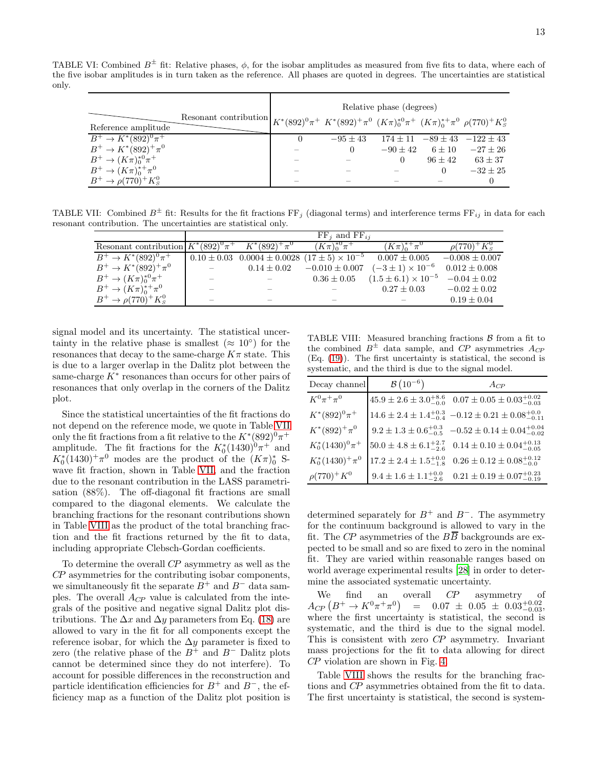TABLE VI: Combined $B^{\pm}$ fit: Relative phases, $\phi$, for the isobar amplitudes as measured from five fits to data, where each of the five isobar amplitudes is in turn taken as the reference. All phases are quoted in degrees. The uncertainties are statistical only.

| Reference amplitude \ Resonant contribution | Relative phase (degrees) | | | | |
|---|---|---|---|---|---|
| | $K^*(892)^0\pi^+$ | $K^*(892)^+\pi^0$ | $(K\pi)_0^{*0}\pi^+$ | $(K\pi)_0^{*+}\pi^0$ | $\rho(770)^+K_S^0$ |
| $B^+ \to K^*(892)^0\pi^+$ | 0 | $-95 \pm 43$ | $174 \pm 11$ | $-89 \pm 43$ | $-122 \pm 43$ |
| $B^+ \to K^*(892)^+\pi^0$ | – | 0 | $-90 \pm 42$ | $6 \pm 10$ | $-27 \pm 26$ |
| $B^+ \to (K\pi)_0^{*0}\pi^+$ | – | – | 0 | $96 \pm 42$ | $63 \pm 37$ |
| $B^+ \to (K\pi)_0^{*+}\pi^0$ | – | – | – | 0 | $-32 \pm 25$ |
| $B^+ \to \rho(770)^+K_S^0$ | – | – | – | – | 0 |

TABLE VII: Combined $B^{\pm}$ fit: Results for the fit fractions $\mathrm{FF}_j$ (diagonal terms) and interference terms $\mathrm{FF}_{ij}$ in data for each resonant contribution. The uncertainties are statistical only.

| | $\mathrm{FF}_j$ and $\mathrm{FF}_{ij}$ | | | | |
|---|---|---|---|---|---|
| Resonant contribution | $K^*(892)^0\pi^+$ | $K^*(892)^+\pi^0$ | $(K\pi)_0^{*0}\pi^+$ | $(K\pi)_0^{*+}\pi^0$ | $\rho(770)^+K_S^0$ |
| $B^+ \to K^*(892)^0\pi^+$ | $0.10 \pm 0.03$ | $0.0004 \pm 0.0028$ | $(17 \pm 5) \times 10^{-5}$ | $0.007 \pm 0.005$ | $-0.008 \pm 0.007$ |
| $B^+ \to K^*(892)^+\pi^0$ | – | $0.14 \pm 0.02$ | $-0.010 \pm 0.007$ | $(-3 \pm 1) \times 10^{-6}$ | $0.012 \pm 0.008$ |
| $B^+ \to (K\pi)_0^{*0}\pi^+$ | – | – | $0.36 \pm 0.05$ | $(1.5 \pm 6.1) \times 10^{-5}$ | $-0.04 \pm 0.02$ |
| $B^+ \to (K\pi)_0^{*+}\pi^0$ | – | – | – | $0.27 \pm 0.03$ | $-0.02 \pm 0.02$ |
| $B^+ \to \rho(770)^+K_S^0$ | – | – | – | – | $0.19 \pm 0.04$ |

signal model and its uncertainty. The statistical uncertainty in the relative phase is smallest ($\approx 10^{\circ}$) for the resonances that decay to the same-charge $K\pi$ state. This is due to a larger overlap in the Dalitz plot between the same-charge $K^*$ resonances than occurs for other pairs of resonances that only overlap in the corners of the Dalitz plot.

Since the statistical uncertainties of the fit fractions do not depend on the reference mode, we quote in Table VII only the fit fractions from a fit relative to the $K^*(892)^0\pi^+$ amplitude. The fit fractions for the $K_0^*(1430)^0\pi^+$ and $K_0^*(1430)^+\pi^0$ modes are the product of the $(K\pi)_0^*$ S-wave fit fraction, shown in Table VII, and the fraction due to the resonant contribution in the LASS parametrisation (88%). The off-diagonal fit fractions are small compared to the diagonal elements. We calculate the branching fractions for the resonant contributions shown in Table VIII as the product of the total branching fraction and the fit fractions returned by the fit to data, including appropriate Clebsch-Gordan coefficients.

To determine the overall $CP$ asymmetry as well as the $CP$ asymmetries for the contributing isobar components, we simultaneously fit the separate $B^+$ and $B^-$ data samples. The overall $A_{CP}$ value is calculated from the integrals of the positive and negative signal Dalitz plot distributions. The $\Delta x$ and $\Delta y$ parameters from Eq. (18) are allowed to vary in the fit for all components except the reference isobar, for which the $\Delta y$ parameter is fixed to zero (the relative phase of the $B^+$ and $B^-$ Dalitz plots cannot be determined since they do not interfere). To account for possible differences in the reconstruction and particle identification efficiencies for $B^+$ and $B^-$, the efficiency map as a function of the Dalitz plot position is determined separately for $B^+$ and $B^-$. The asymmetry for the continuum background is allowed to vary in the fit. The $CP$ asymmetries of the $B\overline{B}$ backgrounds are expected to be small and so are fixed to zero in the nominal fit. They are varied within reasonable ranges based on world average experimental results [28] in order to determine the associated systematic uncertainty.

TABLE VIII: Measured branching fractions $\mathcal{B}$ from a fit to the combined $B^{\pm}$ data sample, and $CP$ asymmetries $A_{CP}$ (Eq. (19)). The first uncertainty is statistical, the second is systematic, and the third is due to the signal model.

| Decay channel | $\mathcal{B}\,(10^{-6})$ | $A_{CP}$ |
|---|---|---|
| $K^0\pi^+\pi^0$ | $45.9 \pm 2.6 \pm 3.0^{+8.6}_{-0.0}$ | $0.07 \pm 0.05 \pm 0.03^{+0.02}_{-0.03}$ |
| $K^*(892)^0\pi^+$ | $14.6 \pm 2.4 \pm 1.4^{+0.3}_{-0.4}$ | $-0.12 \pm 0.21 \pm 0.08^{+0.0}_{-0.11}$ |
| $K^*(892)^+\pi^0$ | $9.2 \pm 1.3 \pm 0.6^{+0.3}_{-0.5}$ | $-0.52 \pm 0.14 \pm 0.04^{+0.04}_{-0.02}$ |
| $K_0^*(1430)^0\pi^+$ | $50.0 \pm 4.8 \pm 6.1^{+2.7}_{-2.6}$ | $0.14 \pm 0.10 \pm 0.04^{+0.13}_{-0.05}$ |
| $K_0^*(1430)^+\pi^0$ | $17.2 \pm 2.4 \pm 1.5^{+0.0}_{-1.8}$ | $0.26 \pm 0.12 \pm 0.08^{+0.12}_{-0.0}$ |
| $\rho(770)^+K^0$ | $9.4 \pm 1.6 \pm 1.1^{+0.0}_{-2.6}$ | $0.21 \pm 0.19 \pm 0.07^{+0.23}_{-0.19}$ |

We find an overall $CP$ asymmetry of $A_{CP}\left(B^+ \to K^0\pi^+\pi^0\right) = 0.07 \pm 0.05 \pm 0.03^{+0.02}_{-0.03}$, where the first uncertainty is statistical, the second is systematic, and the third is due to the signal model. This is consistent with zero $CP$ asymmetry. Invariant mass projections for the fit to data allowing for direct $CP$ violation are shown in Fig. 4.

Table VIII shows the results for the branching fractions and $CP$ asymmetries obtained from the fit to data. The first uncertainty is statistical, the second is system-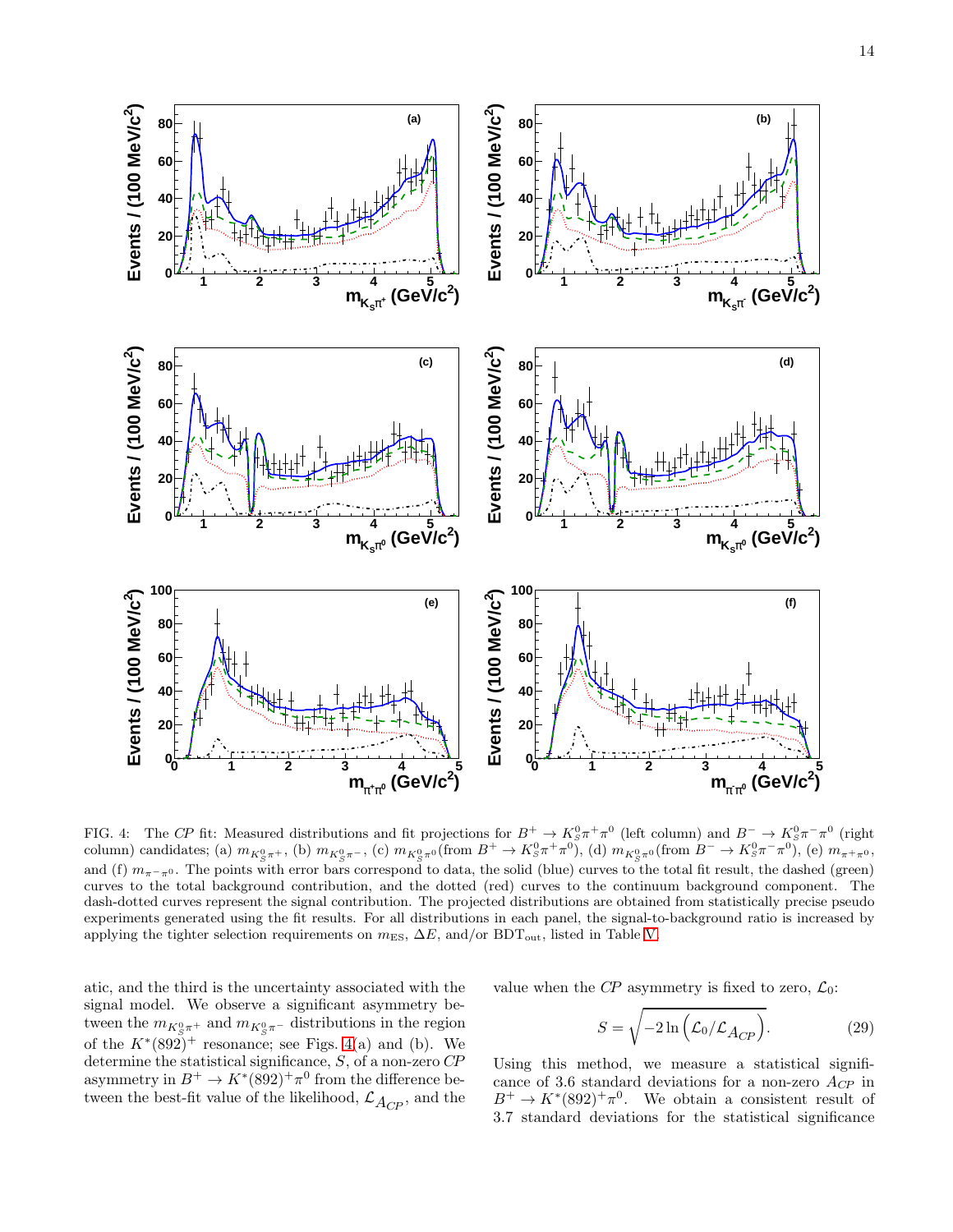FIG. 4: The *CP* fit: Measured distributions and fit projections for $B^+ \to K^0_S\pi^+\pi^0$ (left column) and $B^- \to K^0_S\pi^-\pi^0$ (right column) candidates; (a) $m_{K^0_S\pi^+}$, (b) $m_{K^0_S\pi^-}$, (c) $m_{K^0_S\pi^0}$(from $B^+ \to K^0_S\pi^+\pi^0$), (d) $m_{K^0_S\pi^0}$(from $B^- \to K^0_S\pi^-\pi^0$), (e) $m_{\pi^+\pi^0}$, and (f) $m_{\pi^-\pi^0}$. The points with error bars correspond to data, the solid (blue) curves to the total fit result, the dashed (green) curves to the total background contribution, and the dotted (red) curves to the continuum background component. The dash-dotted curves represent the signal contribution. The projected distributions are obtained from statistically precise pseudo experiments generated using the fit results. For all distributions in each panel, the signal-to-background ratio is increased by applying the tighter selection requirements on $m_{\rm ES}$, $\Delta E$, and/or $\rm BDT_{out}$, listed in Table V.

atic, and the third is the uncertainty associated with the signal model. We observe a significant asymmetry between the $m_{K^0_S\pi^+}$ and $m_{K^0_S\pi^-}$ distributions in the region of the $K^*(892)^+$ resonance; see Figs. 4(a) and (b). We determine the statistical significance, $S$, of a non-zero *CP* asymmetry in $B^+ \to K^*(892)^+\pi^0$ from the difference between the best-fit value of the likelihood, $\mathcal{L}_{A_{CP}}$, and the value when the *CP* asymmetry is fixed to zero, $\mathcal{L}_0$:

$$S = \sqrt{-2\ln\left(\mathcal{L}_0/\mathcal{L}_{A_{CP}}\right)}. \tag{29}$$

Using this method, we measure a statistical significance of 3.6 standard deviations for a non-zero $A_{CP}$ in $B^+ \to K^*(892)^+\pi^0$. We obtain a consistent result of 3.7 standard deviations for the statistical significance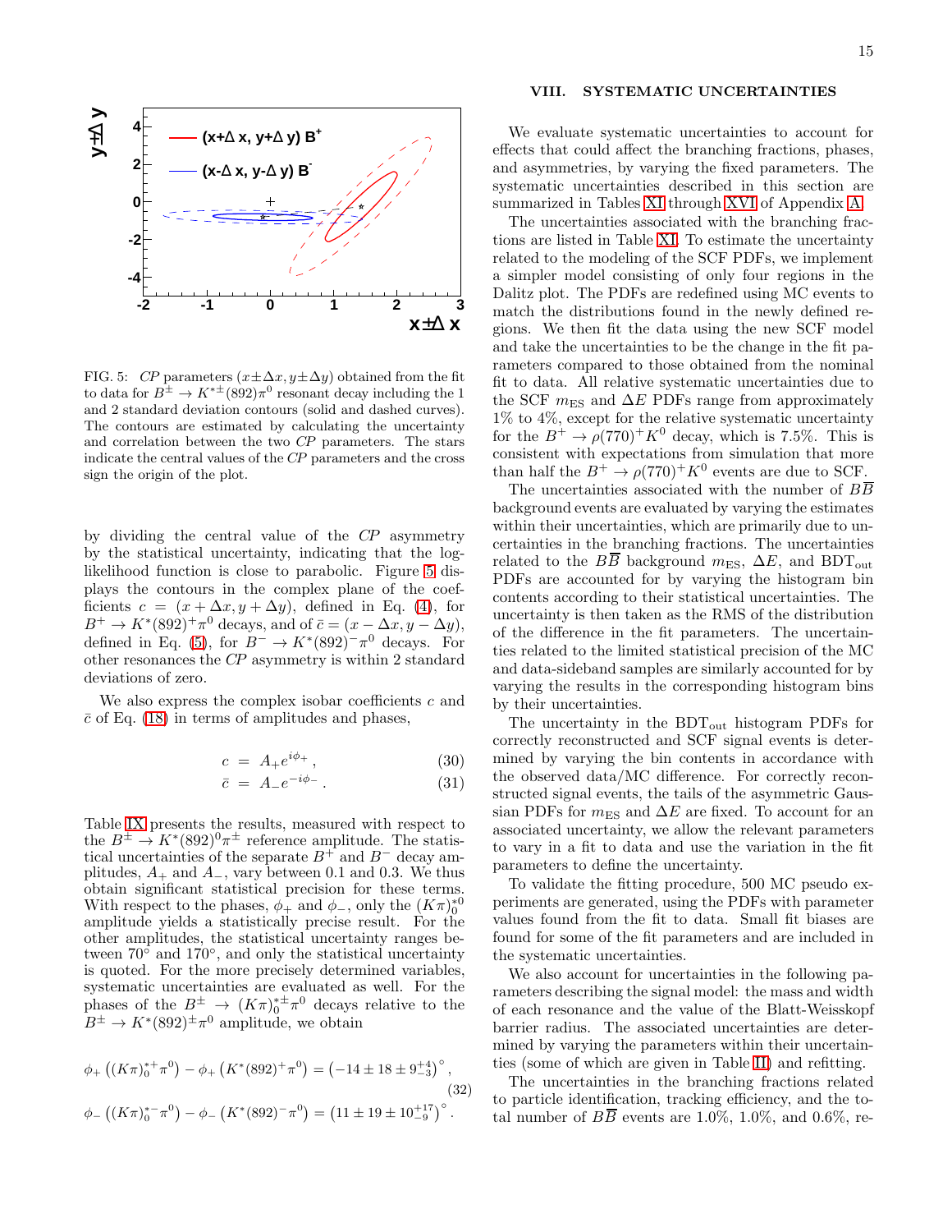FIG. 5: *CP* parameters $(x \pm \Delta x, y \pm \Delta y)$ obtained from the fit to data for $B^{\pm} \to K^{*\pm}(892)\pi^0$ resonant decay including the 1 and 2 standard deviation contours (solid and dashed curves). The contours are estimated by calculating the uncertainty and correlation between the two *CP* parameters. The stars indicate the central values of the *CP* parameters and the cross sign the origin of the plot.

by dividing the central value of the *CP* asymmetry by the statistical uncertainty, indicating that the log-likelihood function is close to parabolic. Figure 5 displays the contours in the complex plane of the coefficients $c = (x + \Delta x, y + \Delta y)$, defined in Eq. (4), for $B^+ \to K^*(892)^+\pi^0$ decays, and of $\bar{c} = (x - \Delta x, y - \Delta y)$, defined in Eq. (5), for $B^- \to K^*(892)^-\pi^0$ decays. For other resonances the *CP* asymmetry is within 2 standard deviations of zero.

We also express the complex isobar coefficients $c$ and $\bar{c}$ of Eq. (18) in terms of amplitudes and phases,

$$c = A_+ e^{i\phi_+}, \tag{30}$$

$$\bar{c} = A_- e^{-i\phi_-}. \tag{31}$$

Table IX presents the results, measured with respect to the $B^{\pm} \to K^*(892)^0\pi^{\pm}$ reference amplitude. The statistical uncertainties of the separate $B^+$ and $B^-$ decay amplitudes, $A_+$ and $A_-$, vary between 0.1 and 0.3. We thus obtain significant statistical precision for these terms. With respect to the phases, $\phi_+$ and $\phi_-$, only the $(K\pi)_0^{*0}$ amplitude yields a statistically precise result. For the other amplitudes, the statistical uncertainty ranges between 70° and 170°, and only the statistical uncertainty is quoted. For the more precisely determined variables, systematic uncertainties are evaluated as well. For the phases of the $B^{\pm} \to (K\pi)_0^{*\pm}\pi^0$ decays relative to the $B^{\pm} \to K^*(892)^{\pm}\pi^0$ amplitude, we obtain

$$\phi_+\left((K\pi)_0^{*+}\pi^0\right) - \phi_+\left(K^*(892)^+\pi^0\right) = \left(-14 \pm 18 \pm 9^{+4}_{-3}\right)^\circ,$$

$$\phi_-\left((K\pi)_0^{*-}\pi^0\right) - \phi_-\left(K^*(892)^-\pi^0\right) = \left(11 \pm 19 \pm 10^{+17}_{-9}\right)^\circ. \tag{32}$$

## VIII. SYSTEMATIC UNCERTAINTIES

We evaluate systematic uncertainties to account for effects that could affect the branching fractions, phases, and asymmetries, by varying the fixed parameters. The systematic uncertainties described in this section are summarized in Tables XI through XVI of Appendix A.

The uncertainties associated with the branching fractions are listed in Table XI. To estimate the uncertainty related to the modeling of the SCF PDFs, we implement a simpler model consisting of only four regions in the Dalitz plot. The PDFs are redefined using MC events to match the distributions found in the newly defined regions. We then fit the data using the new SCF model and take the uncertainties to be the change in the fit parameters compared to those obtained from the nominal fit to data. All relative systematic uncertainties due to the SCF $m_{\rm ES}$ and $\Delta E$ PDFs range from approximately 1% to 4%, except for the relative systematic uncertainty for the $B^+ \to \rho(770)^+K^0$ decay, which is 7.5%. This is consistent with expectations from simulation that more than half the $B^+ \to \rho(770)^+K^0$ events are due to SCF.

The uncertainties associated with the number of $B\overline{B}$ background events are evaluated by varying the estimates within their uncertainties, which are primarily due to uncertainties in the branching fractions. The uncertainties related to the $B\overline{B}$ background $m_{\rm ES}$, $\Delta E$, and BDT$_{\rm out}$ PDFs are accounted for by varying the histogram bin contents according to their statistical uncertainties. The uncertainty is then taken as the RMS of the distribution of the difference in the fit parameters. The uncertainties related to the limited statistical precision of the MC and data-sideband samples are similarly accounted for by varying the results in the corresponding histogram bins by their uncertainties.

The uncertainty in the BDT$_{\rm out}$ histogram PDFs for correctly reconstructed and SCF signal events is determined by varying the bin contents in accordance with the observed data/MC difference. For correctly reconstructed signal events, the tails of the asymmetric Gaussian PDFs for $m_{\rm ES}$ and $\Delta E$ are fixed. To account for an associated uncertainty, we allow the relevant parameters to vary in a fit to data and use the variation in the fit parameters to define the uncertainty.

To validate the fitting procedure, 500 MC pseudo experiments are generated, using the PDFs with parameter values found from the fit to data. Small fit biases are found for some of the fit parameters and are included in the systematic uncertainties.

We also account for uncertainties in the following parameters describing the signal model: the mass and width of each resonance and the value of the Blatt-Weisskopf barrier radius. The associated uncertainties are determined by varying the parameters within their uncertainties (some of which are given in Table II) and refitting.

The uncertainties in the branching fractions related to particle identification, tracking efficiency, and the total number of $B\overline{B}$ events are 1.0%, 1.0%, and 0.6%, re-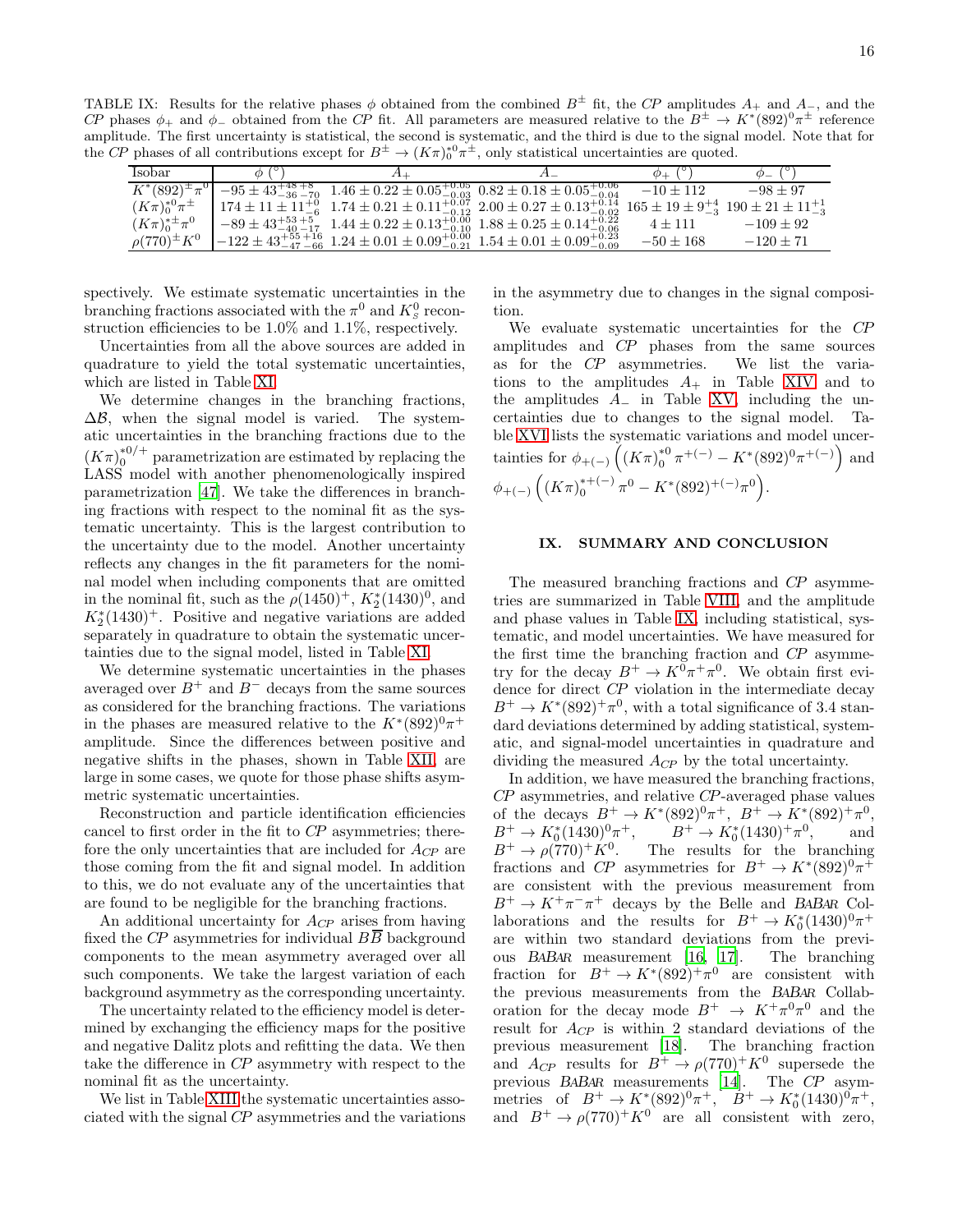TABLE IX: Results for the relative phases $\phi$ obtained from the combined $B^{\pm}$ fit, the $CP$ amplitudes $A_+$ and $A_-$, and the $CP$ phases $\phi_+$ and $\phi_-$ obtained from the $CP$ fit. All parameters are measured relative to the $B^{\pm} \to K^*(892)^0\pi^{\pm}$ reference amplitude. The first uncertainty is statistical, the second is systematic, and the third is due to the signal model. Note that for the $CP$ phases of all contributions except for $B^{\pm} \to (K\pi)_0^{*0}\pi^{\pm}$, only statistical uncertainties are quoted.

| Isobar | $\phi$ (°) | $A_+$ | $A_-$ | $\phi_+$ (°) | $\phi_-$ (°) |
|---|---|---|---|---|---|
| $K^*(892)^{\pm}\pi^0$ | $-95 \pm 43^{+48}_{-36}{}^{+8}_{-70}$ | $1.46 \pm 0.22 \pm 0.05^{+0.05}_{-0.03}$ | $0.82 \pm 0.18 \pm 0.05^{+0.06}_{-0.04}$ | $-10 \pm 112$ | $-98 \pm 97$ |
| $(K\pi)_0^{*0}\pi^{\pm}$ | $174 \pm 11 \pm 11^{+0}_{-6}$ | $1.74 \pm 0.21 \pm 0.11^{+0.07}_{-0.12}$ | $2.00 \pm 0.27 \pm 0.13^{+0.14}_{-0.02}$ | $165 \pm 19 \pm 9^{+4}_{-3}$ | $190 \pm 21 \pm 11^{+1}_{-3}$ |
| $(K\pi)_0^{*\pm}\pi^0$ | $-89 \pm 43^{+53}_{-40}{}^{+5}_{-17}$ | $1.44 \pm 0.22 \pm 0.13^{+0.00}_{-0.10}$ | $1.88 \pm 0.25 \pm 0.14^{+0.22}_{-0.06}$ | $4 \pm 111$ | $-109 \pm 92$ |
| $\rho(770)^{\pm}K^0$ | $-122 \pm 43^{+55}_{-47}{}^{+16}_{-66}$ | $1.24 \pm 0.01 \pm 0.09^{+0.00}_{-0.21}$ | $1.54 \pm 0.01 \pm 0.09^{+0.23}_{-0.09}$ | $-50 \pm 168$ | $-120 \pm 71$ |

spectively. We estimate systematic uncertainties in the branching fractions associated with the $\pi^0$ and $K_S^0$ reconstruction efficiencies to be 1.0% and 1.1%, respectively.

Uncertainties from all the above sources are added in quadrature to yield the total systematic uncertainties, which are listed in Table XI.

We determine changes in the branching fractions, $\Delta\mathcal{B}$, when the signal model is varied. The systematic uncertainties in the branching fractions due to the $(K\pi)_0^{*0/+}$ parametrization are estimated by replacing the LASS model with another phenomenologically inspired parametrization [47]. We take the differences in branching fractions with respect to the nominal fit as the systematic uncertainty. This is the largest contribution to the uncertainty due to the model. Another uncertainty reflects any changes in the fit parameters for the nominal model when including components that are omitted in the nominal fit, such as the $\rho(1450)^+$, $K_2^*(1430)^0$, and $K_2^*(1430)^+$. Positive and negative variations are added separately in quadrature to obtain the systematic uncertainties due to the signal model, listed in Table XI.

We determine systematic uncertainties in the phases averaged over $B^+$ and $B^-$ decays from the same sources as considered for the branching fractions. The variations in the phases are measured relative to the $K^*(892)^0\pi^+$ amplitude. Since the differences between positive and negative shifts in the phases, shown in Table XII, are large in some cases, we quote for those phase shifts asymmetric systematic uncertainties.

Reconstruction and particle identification efficiencies cancel to first order in the fit to $CP$ asymmetries; therefore the only uncertainties that are included for $A_{CP}$ are those coming from the fit and signal model. In addition to this, we do not evaluate any of the uncertainties that are found to be negligible for the branching fractions.

An additional uncertainty for $A_{CP}$ arises from having fixed the $CP$ asymmetries for individual $B\overline{B}$ background components to the mean asymmetry averaged over all such components. We take the largest variation of each background asymmetry as the corresponding uncertainty.

The uncertainty related to the efficiency model is determined by exchanging the efficiency maps for the positive and negative Dalitz plots and refitting the data. We then take the difference in $CP$ asymmetry with respect to the nominal fit as the uncertainty.

We list in Table XIII the systematic uncertainties associated with the signal $CP$ asymmetries and the variations in the asymmetry due to changes in the signal composition.

We evaluate systematic uncertainties for the $CP$ amplitudes and $CP$ phases from the same sources as for the $CP$ asymmetries. We list the variations to the amplitudes $A_+$ in Table XIV and to the amplitudes $A_-$ in Table XV, including the uncertainties due to changes to the signal model. Table XVI lists the systematic variations and model uncertainties for $\phi_{+(-)}\left((K\pi)_0^{*0}\pi^{+(-)} - K^*(892)^0\pi^{+(-)}\right)$ and $\phi_{+(-)}\left((K\pi)_0^{*+(-)}\pi^0 - K^*(892)^{+(-)}\pi^0\right)$.

## IX. SUMMARY AND CONCLUSION

The measured branching fractions and $CP$ asymmetries are summarized in Table VIII, and the amplitude and phase values in Table IX, including statistical, systematic, and model uncertainties. We have measured for the first time the branching fraction and $CP$ asymmetry for the decay $B^+ \to K^0\pi^+\pi^0$. We obtain first evidence for direct $CP$ violation in the intermediate decay $B^+ \to K^*(892)^+\pi^0$, with a total significance of 3.4 standard deviations determined by adding statistical, systematic, and signal-model uncertainties in quadrature and dividing the measured $A_{CP}$ by the total uncertainty.

In addition, we have measured the branching fractions, $CP$ asymmetries, and relative $CP$-averaged phase values of the decays $B^+ \to K^*(892)^0\pi^+$, $B^+ \to K^*(892)^+\pi^0$, $B^+ \to K_0^*(1430)^0\pi^+$, $B^+ \to K_0^*(1430)^+\pi^0$, and $B^+ \to \rho(770)^+K^0$. The results for the branching fractions and $CP$ asymmetries for $B^+ \to K^*(892)^0\pi^+$ are consistent with the previous measurement from $B^+ \to K^+\pi^-\pi^+$ decays by the Belle and *BABAR* Collaborations and the results for $B^+ \to K_0^*(1430)^0\pi^+$ are within two standard deviations from the previous *BABAR* measurement [16, 17]. The branching fraction for $B^+ \to K^*(892)^+\pi^0$ are consistent with the previous measurements from the *BABAR* Collaboration for the decay mode $B^+ \to K^+\pi^0\pi^0$ and the result for $A_{CP}$ is within 2 standard deviations of the previous measurement [18]. The branching fraction and $A_{CP}$ results for $B^+ \to \rho(770)^+K^0$ supersede the previous *BABAR* measurements [14]. The $CP$ asymmetries of $B^+ \to K^*(892)^0\pi^+$, $B^+ \to K_0^*(1430)^0\pi^+$, and $B^+ \to \rho(770)^+K^0$ are all consistent with zero,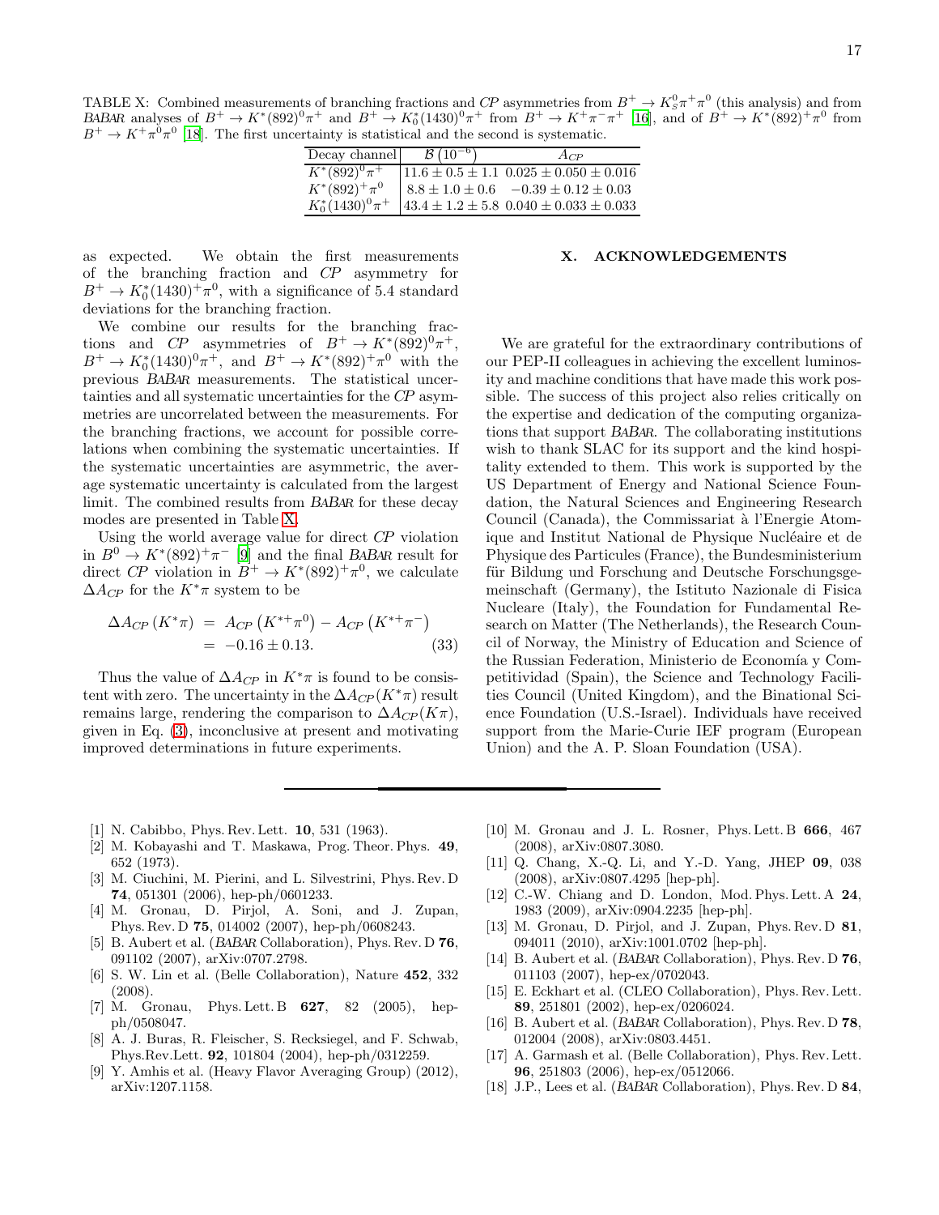TABLE X: Combined measurements of branching fractions and *CP* asymmetries from $B^+ \to K^0_S\pi^+\pi^0$ (this analysis) and from *BABAR* analyses of $B^+ \to K^*(892)^0\pi^+$ and $B^+ \to K^*_0(1430)^0\pi^+$ from $B^+ \to K^+\pi^-\pi^+$ [16], and of $B^+ \to K^*(892)^+\pi^0$ from $B^+ \to K^+\pi^0\pi^0$ [18]. The first uncertainty is statistical and the second is systematic.

| Decay channel | $\mathcal{B}\,(10^{-6})$ | $A_{CP}$ |
|---|---|---|
| $K^*(892)^0\pi^+$ | $11.6 \pm 0.5 \pm 1.1$ | $0.025 \pm 0.050 \pm 0.016$ |
| $K^*(892)^+\pi^0$ | $8.8 \pm 1.0 \pm 0.6$ | $-0.39 \pm 0.12 \pm 0.03$ |
| $K^*_0(1430)^0\pi^+$ | $43.4 \pm 1.2 \pm 5.8$ | $0.040 \pm 0.033 \pm 0.033$ |

as expected. We obtain the first measurements of the branching fraction and *CP* asymmetry for $B^+ \to K^*_0(1430)^+\pi^0$, with a significance of 5.4 standard deviations for the branching fraction.

We combine our results for the branching fractions and *CP* asymmetries of $B^+ \to K^*(892)^0\pi^+$, $B^+ \to K^*_0(1430)^0\pi^+$, and $B^+ \to K^*(892)^+\pi^0$ with the previous *BABAR* measurements. The statistical uncertainties and all systematic uncertainties for the *CP* asymmetries are uncorrelated between the measurements. For the branching fractions, we account for possible correlations when combining the systematic uncertainties. If the systematic uncertainties are asymmetric, the average systematic uncertainty is calculated from the largest limit. The combined results from *BABAR* for these decay modes are presented in Table X.

Using the world average value for direct *CP* violation in $B^0 \to K^*(892)^+\pi^-$ [9] and the final *BABAR* result for direct *CP* violation in $B^+ \to K^*(892)^+\pi^0$, we calculate $\Delta A_{CP}$ for the $K^*\pi$ system to be

$$\begin{aligned} \Delta A_{CP}\,(K^*\pi) &= A_{CP}\left(K^{*+}\pi^0\right) - A_{CP}\left(K^{*+}\pi^-\right) \\ &= -0.16 \pm 0.13. \end{aligned} \quad (33)$$

Thus the value of $\Delta A_{CP}$ in $K^*\pi$ is found to be consistent with zero. The uncertainty in the $\Delta A_{CP}(K^*\pi)$ result remains large, rendering the comparison to $\Delta A_{CP}(K\pi)$, given in Eq. (3), inconclusive at present and motivating improved determinations in future experiments.

## X. ACKNOWLEDGEMENTS

We are grateful for the extraordinary contributions of our PEP-II colleagues in achieving the excellent luminosity and machine conditions that have made this work possible. The success of this project also relies critically on the expertise and dedication of the computing organizations that support *BABAR*. The collaborating institutions wish to thank SLAC for its support and the kind hospitality extended to them. This work is supported by the US Department of Energy and National Science Foundation, the Natural Sciences and Engineering Research Council (Canada), the Commissariat à l'Energie Atomique and Institut National de Physique Nucléaire et de Physique des Particules (France), the Bundesministerium für Bildung und Forschung and Deutsche Forschungsgemeinschaft (Germany), the Istituto Nazionale di Fisica Nucleare (Italy), the Foundation for Fundamental Research on Matter (The Netherlands), the Research Council of Norway, the Ministry of Education and Science of the Russian Federation, Ministerio de Economía y Competitividad (Spain), the Science and Technology Facilities Council (United Kingdom), and the Binational Science Foundation (U.S.-Israel). Individuals have received support from the Marie-Curie IEF program (European Union) and the A. P. Sloan Foundation (USA).

---

[1] N. Cabibbo, Phys. Rev. Lett. **10**, 531 (1963).

[2] M. Kobayashi and T. Maskawa, Prog. Theor. Phys. **49**, 652 (1973).

[3] M. Ciuchini, M. Pierini, and L. Silvestrini, Phys. Rev. D **74**, 051301 (2006), hep-ph/0601233.

[4] M. Gronau, D. Pirjol, A. Soni, and J. Zupan, Phys. Rev. D **75**, 014002 (2007), hep-ph/0608243.

[5] B. Aubert et al. (*BABAR* Collaboration), Phys. Rev. D **76**, 091102 (2007), arXiv:0707.2798.

[6] S. W. Lin et al. (Belle Collaboration), Nature **452**, 332 (2008).

[7] M. Gronau, Phys. Lett. B **627**, 82 (2005), hep-ph/0508047.

[8] A. J. Buras, R. Fleischer, S. Recksiegel, and F. Schwab, Phys.Rev.Lett. **92**, 101804 (2004), hep-ph/0312259.

[9] Y. Amhis et al. (Heavy Flavor Averaging Group) (2012), arXiv:1207.1158.

[10] M. Gronau and J. L. Rosner, Phys. Lett. B **666**, 467 (2008), arXiv:0807.3080.

[11] Q. Chang, X.-Q. Li, and Y.-D. Yang, JHEP **09**, 038 (2008), arXiv:0807.4295 [hep-ph].

[12] C.-W. Chiang and D. London, Mod. Phys. Lett. A **24**, 1983 (2009), arXiv:0904.2235 [hep-ph].

[13] M. Gronau, D. Pirjol, and J. Zupan, Phys. Rev. D **81**, 094011 (2010), arXiv:1001.0702 [hep-ph].

[14] B. Aubert et al. (*BABAR* Collaboration), Phys. Rev. D **76**, 011103 (2007), hep-ex/0702043.

[15] E. Eckhart et al. (CLEO Collaboration), Phys. Rev. Lett. **89**, 251801 (2002), hep-ex/0206024.

[16] B. Aubert et al. (*BABAR* Collaboration), Phys. Rev. D **78**, 012004 (2008), arXiv:0803.4451.

[17] A. Garmash et al. (Belle Collaboration), Phys. Rev. Lett. **96**, 251803 (2006), hep-ex/0512066.

[18] J.P., Lees et al. (*BABAR* Collaboration), Phys. Rev. D **84**,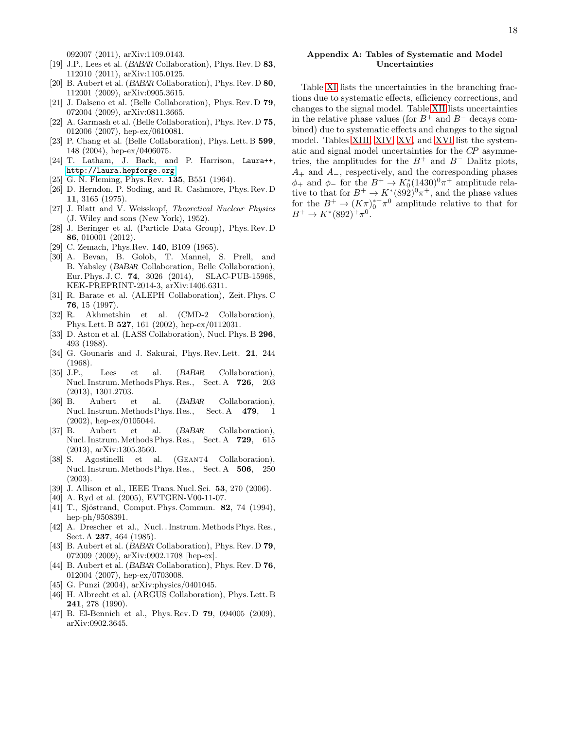092007 (2011), arXiv:1109.0143.

[19] J.P., Lees et al. (*BABAR* Collaboration), Phys. Rev. D **83**, 112010 (2011), arXiv:1105.0125.

[20] B. Aubert et al. (*BABAR* Collaboration), Phys. Rev. D **80**, 112001 (2009), arXiv:0905.3615.

[21] J. Dalseno et al. (Belle Collaboration), Phys. Rev. D **79**, 072004 (2009), arXiv:0811.3665.

[22] A. Garmash et al. (Belle Collaboration), Phys. Rev. D **75**, 012006 (2007), hep-ex/0610081.

[23] P. Chang et al. (Belle Collaboration), Phys. Lett. B **599**, 148 (2004), hep-ex/0406075.

[24] T. Latham, J. Back, and P. Harrison, Laura++, http://laura.hepforge.org.

[25] G. N. Fleming, Phys. Rev. **135**, B551 (1964).

[26] D. Herndon, P. Soding, and R. Cashmore, Phys. Rev. D **11**, 3165 (1975).

[27] J. Blatt and V. Weisskopf, *Theoretical Nuclear Physics* (J. Wiley and sons (New York), 1952).

[28] J. Beringer et al. (Particle Data Group), Phys. Rev. D **86**, 010001 (2012).

[29] C. Zemach, Phys.Rev. **140**, B109 (1965).

[30] A. Bevan, B. Golob, T. Mannel, S. Prell, and B. Yabsley (*BABAR* Collaboration, Belle Collaboration), Eur. Phys. J. C. **74**, 3026 (2014), SLAC-PUB-15968, KEK-PREPRINT-2014-3, arXiv:1406.6311.

[31] R. Barate et al. (ALEPH Collaboration), Zeit. Phys. C **76**, 15 (1997).

[32] R. Akhmetshin et al. (CMD-2 Collaboration), Phys. Lett. B **527**, 161 (2002), hep-ex/0112031.

[33] D. Aston et al. (LASS Collaboration), Nucl. Phys. B **296**, 493 (1988).

[34] G. Gounaris and J. Sakurai, Phys. Rev. Lett. **21**, 244 (1968).

[35] J.P., Lees et al. (*BABAR* Collaboration), Nucl. Instrum. Methods Phys. Res., Sect. A **726**, 203 (2013), 1301.2703.

[36] B. Aubert et al. (*BABAR* Collaboration), Nucl. Instrum. Methods Phys. Res., Sect. A **479**, 1 (2002), hep-ex/0105044.

[37] B. Aubert et al. (*BABAR* Collaboration), Nucl. Instrum. Methods Phys. Res., Sect. A **729**, 615 (2013), arXiv:1305.3560.

[38] S. Agostinelli et al. (GEANT4 Collaboration), Nucl. Instrum. Methods Phys. Res., Sect. A **506**, 250 (2003).

[39] J. Allison et al., IEEE Trans. Nucl. Sci. **53**, 270 (2006).

[40] A. Ryd et al. (2005), EVTGEN-V00-11-07.

[41] T., Sjöstrand, Comput. Phys. Commun. **82**, 74 (1994), hep-ph/9508391.

[42] A. Drescher et al., Nucl. . Instrum. Methods Phys. Res., Sect. A **237**, 464 (1985).

[43] B. Aubert et al. (*BABAR* Collaboration), Phys. Rev. D **79**, 072009 (2009), arXiv:0902.1708 [hep-ex].

[44] B. Aubert et al. (*BABAR* Collaboration), Phys. Rev. D **76**, 012004 (2007), hep-ex/0703008.

[45] G. Punzi (2004), arXiv:physics/0401045.

[46] H. Albrecht et al. (ARGUS Collaboration), Phys. Lett. B **241**, 278 (1990).

[47] B. El-Bennich et al., Phys. Rev. D **79**, 094005 (2009), arXiv:0902.3645.

## Appendix A: Tables of Systematic and Model Uncertainties

Table XI lists the uncertainties in the branching fractions due to systematic effects, efficiency corrections, and changes to the signal model. Table XII lists uncertainties in the relative phase values (for $B^+$ and $B^-$ decays combined) due to systematic effects and changes to the signal model. Tables XIII, XIV, XV, and XVI list the systematic and signal model uncertainties for the *CP* asymmetries, the amplitudes for the $B^+$ and $B^-$ Dalitz plots, $A_+$ and $A_-$, respectively, and the corresponding phases $\phi_+$ and $\phi_-$ for the $B^+ \to K_0^*(1430)^0\pi^+$ amplitude relative to that for $B^+ \to K^*(892)^0\pi^+$, and the phase values for the $B^+ \to (K\pi)_0^{*+}\pi^0$ amplitude relative to that for $B^+ \to K^*(892)^+\pi^0$.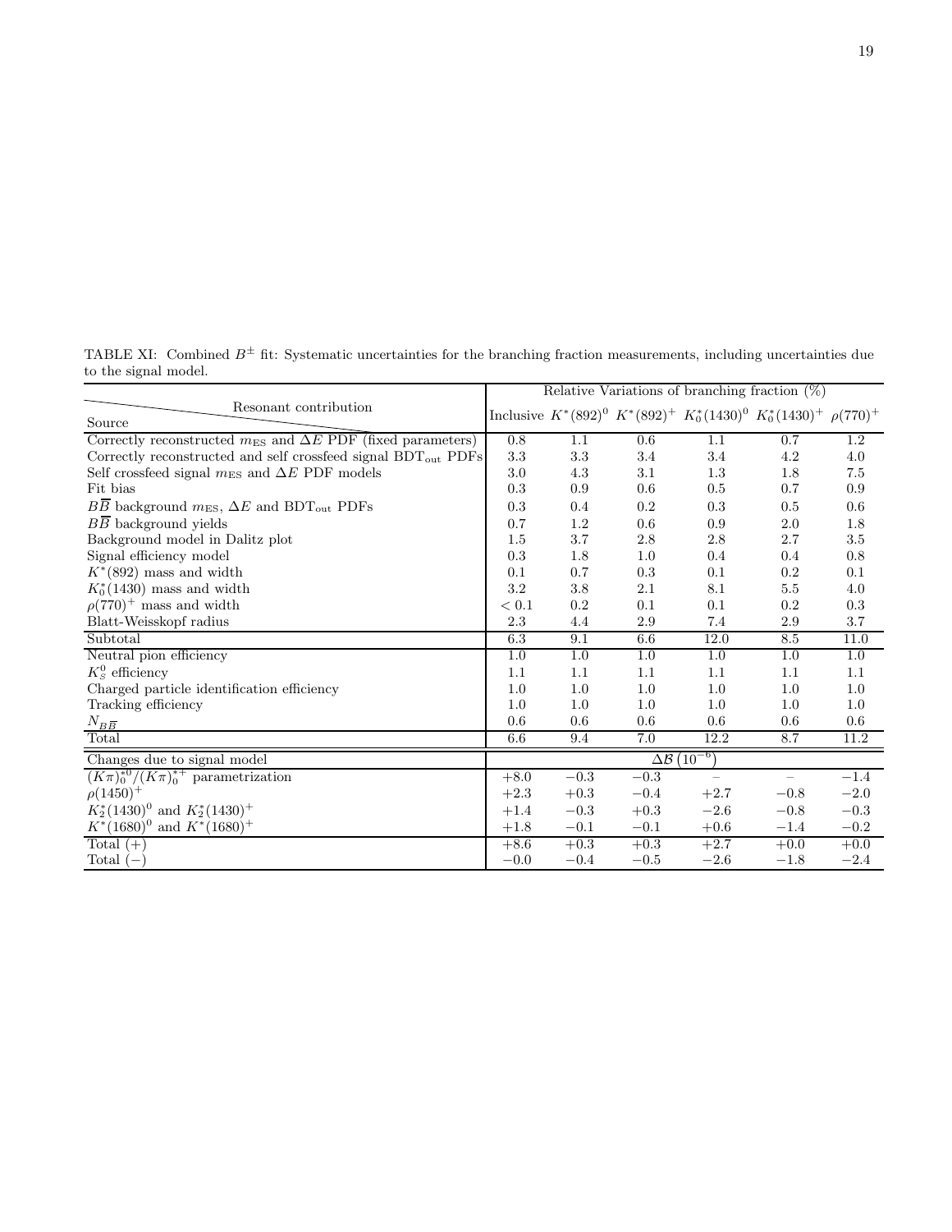TABLE XI: Combined $B^{\pm}$ fit: Systematic uncertainties for the branching fraction measurements, including uncertainties due to the signal model.

| Source \ Resonant contribution | Relative Variations of branching fraction (%) | | | | | |
|---|---|---|---|---|---|---|
| | Inclusive | $K^*(892)^0$ | $K^*(892)^+$ | $K_0^*(1430)^0$ | $K_0^*(1430)^+$ | $\rho(770)^+$ |
| Correctly reconstructed $m_{\rm ES}$ and $\Delta E$ PDF (fixed parameters) | 0.8 | 1.1 | 0.6 | 1.1 | 0.7 | 1.2 |
| Correctly reconstructed and self crossfeed signal $\rm BDT_{out}$ PDFs | 3.3 | 3.3 | 3.4 | 3.4 | 4.2 | 4.0 |
| Self crossfeed signal $m_{\rm ES}$ and $\Delta E$ PDF models | 3.0 | 4.3 | 3.1 | 1.3 | 1.8 | 7.5 |
| Fit bias | 0.3 | 0.9 | 0.6 | 0.5 | 0.7 | 0.9 |
| $B\overline{B}$ background $m_{\rm ES}$, $\Delta E$ and $\rm BDT_{out}$ PDFs | 0.3 | 0.4 | 0.2 | 0.3 | 0.5 | 0.6 |
| $B\overline{B}$ background yields | 0.7 | 1.2 | 0.6 | 0.9 | 2.0 | 1.8 |
| Background model in Dalitz plot | 1.5 | 3.7 | 2.8 | 2.8 | 2.7 | 3.5 |
| Signal efficiency model | 0.3 | 1.8 | 1.0 | 0.4 | 0.4 | 0.8 |
| $K^*(892)$ mass and width | 0.1 | 0.7 | 0.3 | 0.1 | 0.2 | 0.1 |
| $K_0^*(1430)$ mass and width | 3.2 | 3.8 | 2.1 | 8.1 | 5.5 | 4.0 |
| $\rho(770)^+$ mass and width | $< 0.1$ | 0.2 | 0.1 | 0.1 | 0.2 | 0.3 |
| Blatt-Weisskopf radius | 2.3 | 4.4 | 2.9 | 7.4 | 2.9 | 3.7 |
| Subtotal | 6.3 | 9.1 | 6.6 | 12.0 | 8.5 | 11.0 |
| Neutral pion efficiency | 1.0 | 1.0 | 1.0 | 1.0 | 1.0 | 1.0 |
| $K_S^0$ efficiency | 1.1 | 1.1 | 1.1 | 1.1 | 1.1 | 1.1 |
| Charged particle identification efficiency | 1.0 | 1.0 | 1.0 | 1.0 | 1.0 | 1.0 |
| Tracking efficiency | 1.0 | 1.0 | 1.0 | 1.0 | 1.0 | 1.0 |
| $N_{B\overline{B}}$ | 0.6 | 0.6 | 0.6 | 0.6 | 0.6 | 0.6 |
| Total | 6.6 | 9.4 | 7.0 | 12.2 | 8.7 | 11.2 |
| Changes due to signal model | $\Delta\mathcal{B}\ (10^{-6})$ | | | | | |
| $(K\pi)_0^{*0}/(K\pi)_0^{*+}$ parametrization | $+8.0$ | $-0.3$ | $-0.3$ | – | – | $-1.4$ |
| $\rho(1450)^+$ | $+2.3$ | $+0.3$ | $-0.4$ | $+2.7$ | $-0.8$ | $-2.0$ |
| $K_2^*(1430)^0$ and $K_2^*(1430)^+$ | $+1.4$ | $-0.3$ | $+0.3$ | $-2.6$ | $-0.8$ | $-0.3$ |
| $K^*(1680)^0$ and $K^*(1680)^+$ | $+1.8$ | $-0.1$ | $-0.1$ | $+0.6$ | $-1.4$ | $-0.2$ |
| Total $(+)$ | $+8.6$ | $+0.3$ | $+0.3$ | $+2.7$ | $+0.0$ | $+0.0$ |
| Total $(-)$ | $-0.0$ | $-0.4$ | $-0.5$ | $-2.6$ | $-1.8$ | $-2.4$ |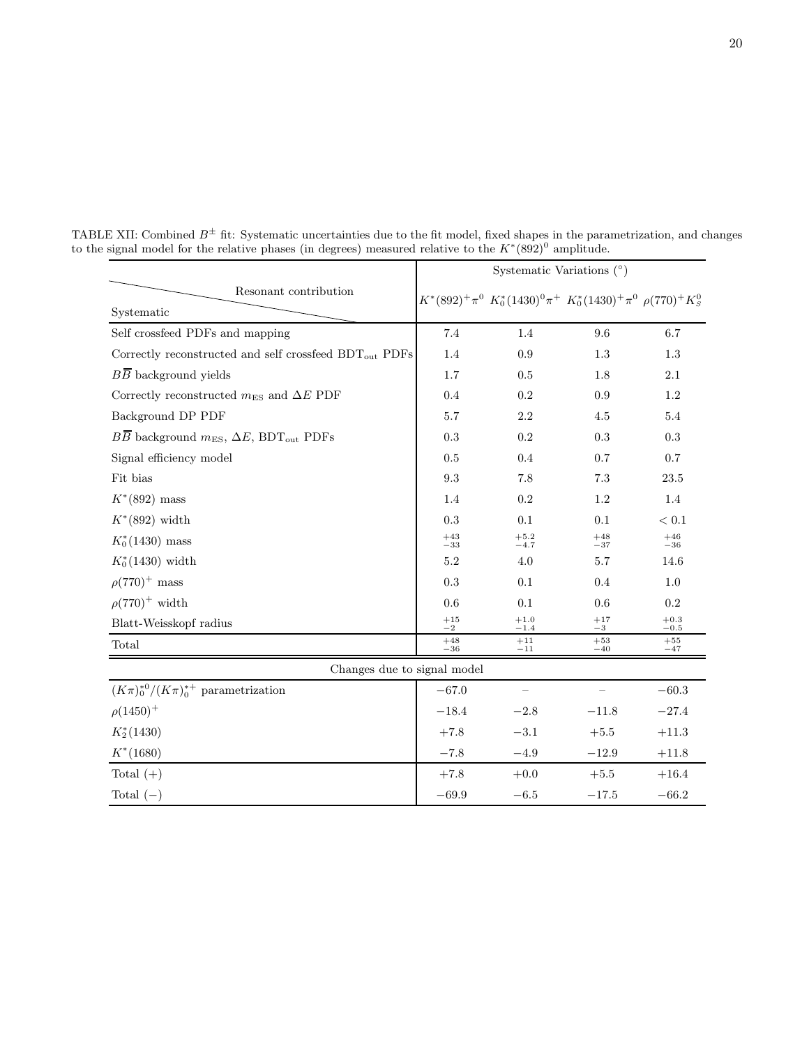TABLE XII: Combined $B^{\pm}$ fit: Systematic uncertainties due to the fit model, fixed shapes in the parametrization, and changes to the signal model for the relative phases (in degrees) measured relative to the $K^*(892)^0$ amplitude.

| Systematic \ Resonant contribution | Systematic Variations (°) | | | |
|---|---|---|---|---|
| | $K^*(892)^+\pi^0$ | $K_0^*(1430)^0\pi^+$ | $K_0^*(1430)^+\pi^0$ | $\rho(770)^+K_S^0$ |
| Self crossfeed PDFs and mapping | 7.4 | 1.4 | 9.6 | 6.7 |
| Correctly reconstructed and self crossfeed $\mathrm{BDT_{out}}$ PDFs | 1.4 | 0.9 | 1.3 | 1.3 |
| $B\overline{B}$ background yields | 1.7 | 0.5 | 1.8 | 2.1 |
| Correctly reconstructed $m_{\mathrm{ES}}$ and $\Delta E$ PDF | 0.4 | 0.2 | 0.9 | 1.2 |
| Background DP PDF | 5.7 | 2.2 | 4.5 | 5.4 |
| $B\overline{B}$ background $m_{\mathrm{ES}}$, $\Delta E$, $\mathrm{BDT_{out}}$ PDFs | 0.3 | 0.2 | 0.3 | 0.3 |
| Signal efficiency model | 0.5 | 0.4 | 0.7 | 0.7 |
| Fit bias | 9.3 | 7.8 | 7.3 | 23.5 |
| $K^*(892)$ mass | 1.4 | 0.2 | 1.2 | 1.4 |
| $K^*(892)$ width | 0.3 | 0.1 | 0.1 | $< 0.1$ |
| $K_0^*(1430)$ mass | $^{+43}_{-33}$ | $^{+5.2}_{-4.7}$ | $^{+48}_{-37}$ | $^{+46}_{-36}$ |
| $K_0^*(1430)$ width | 5.2 | 4.0 | 5.7 | 14.6 |
| $\rho(770)^+$ mass | 0.3 | 0.1 | 0.4 | 1.0 |
| $\rho(770)^+$ width | 0.6 | 0.1 | 0.6 | 0.2 |
| Blatt-Weisskopf radius | $^{+15}_{-2}$ | $^{+1.0}_{-1.4}$ | $^{+17}_{-3}$ | $^{+0.3}_{-0.5}$ |
| Total | $^{+48}_{-36}$ | $^{+11}_{-11}$ | $^{+53}_{-40}$ | $^{+55}_{-47}$ |
| **Changes due to signal model** | | | | |
| $(K\pi)_0^{*0}/(K\pi)_0^{*+}$ parametrization | $-67.0$ | – | – | $-60.3$ |
| $\rho(1450)^+$ | $-18.4$ | $-2.8$ | $-11.8$ | $-27.4$ |
| $K_2^*(1430)$ | $+7.8$ | $-3.1$ | $+5.5$ | $+11.3$ |
| $K^*(1680)$ | $-7.8$ | $-4.9$ | $-12.9$ | $+11.8$ |
| Total $(+)$ | $+7.8$ | $+0.0$ | $+5.5$ | $+16.4$ |
| Total $(-)$ | $-69.9$ | $-6.5$ | $-17.5$ | $-66.2$ |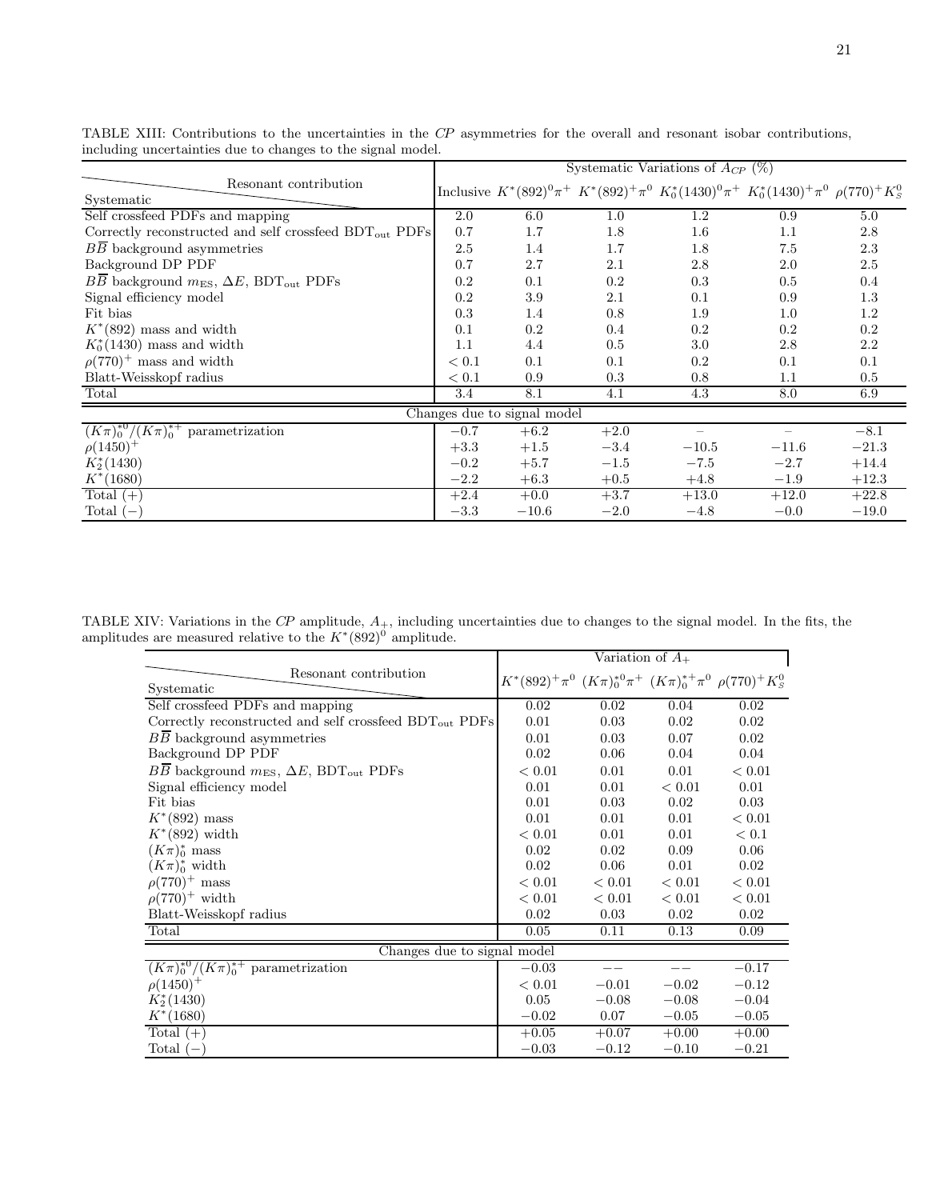TABLE XIII: Contributions to the uncertainties in the *CP* asymmetries for the overall and resonant isobar contributions, including uncertainties due to changes to the signal model.

| Systematic \ Resonant contribution | Systematic Variations of $A_{CP}$ (%) | | | | | |
|---|---|---|---|---|---|---|
| | Inclusive | $K^*(892)^0\pi^+$ | $K^*(892)^+\pi^0$ | $K_0^*(1430)^0\pi^+$ | $K_0^*(1430)^+\pi^0$ | $\rho(770)^+K_S^0$ |
| Self crossfeed PDFs and mapping | 2.0 | 6.0 | 1.0 | 1.2 | 0.9 | 5.0 |
| Correctly reconstructed and self crossfeed $\mathrm{BDT_{out}}$ PDFs | 0.7 | 1.7 | 1.8 | 1.6 | 1.1 | 2.8 |
| $B\overline{B}$ background asymmetries | 2.5 | 1.4 | 1.7 | 1.8 | 7.5 | 2.3 |
| Background DP PDF | 0.7 | 2.7 | 2.1 | 2.8 | 2.0 | 2.5 |
| $B\overline{B}$ background $m_{\mathrm{ES}}$, $\Delta E$, $\mathrm{BDT_{out}}$ PDFs | 0.2 | 0.1 | 0.2 | 0.3 | 0.5 | 0.4 |
| Signal efficiency model | 0.2 | 3.9 | 2.1 | 0.1 | 0.9 | 1.3 |
| Fit bias | 0.3 | 1.4 | 0.8 | 1.9 | 1.0 | 1.2 |
| $K^*(892)$ mass and width | 0.1 | 0.2 | 0.4 | 0.2 | 0.2 | 0.2 |
| $K_0^*(1430)$ mass and width | 1.1 | 4.4 | 0.5 | 3.0 | 2.8 | 2.2 |
| $\rho(770)^+$ mass and width | $< 0.1$ | 0.1 | 0.1 | 0.2 | 0.1 | 0.1 |
| Blatt-Weisskopf radius | $< 0.1$ | 0.9 | 0.3 | 0.8 | 1.1 | 0.5 |
| Total | 3.4 | 8.1 | 4.1 | 4.3 | 8.0 | 6.9 |
| Changes due to signal model | | | | | | |
| $(K\pi)_0^{*0}/(K\pi)_0^{*+}$ parametrization | $-0.7$ | $+6.2$ | $+2.0$ | – | – | $-8.1$ |
| $\rho(1450)^+$ | $+3.3$ | $+1.5$ | $-3.4$ | $-10.5$ | $-11.6$ | $-21.3$ |
| $K_2^*(1430)$ | $-0.2$ | $+5.7$ | $-1.5$ | $-7.5$ | $-2.7$ | $+14.4$ |
| $K^*(1680)$ | $-2.2$ | $+6.3$ | $+0.5$ | $+4.8$ | $-1.9$ | $+12.3$ |
| Total (+) | $+2.4$ | $+0.0$ | $+3.7$ | $+13.0$ | $+12.0$ | $+22.8$ |
| Total (−) | $-3.3$ | $-10.6$ | $-2.0$ | $-4.8$ | $-0.0$ | $-19.0$ |

TABLE XIV: Variations in the *CP* amplitude, $A_+$, including uncertainties due to changes to the signal model. In the fits, the amplitudes are measured relative to the $K^*(892)^0$ amplitude.

| Systematic \ Resonant contribution | Variation of $A_+$ | | | |
|---|---|---|---|---|
| | $K^*(892)^+\pi^0$ | $(K\pi)_0^{*0}\pi^+$ | $(K\pi)_0^{*+}\pi^0$ | $\rho(770)^+K_S^0$ |
| Self crossfeed PDFs and mapping | 0.02 | 0.02 | 0.04 | 0.02 |
| Correctly reconstructed and self crossfeed $\mathrm{BDT_{out}}$ PDFs | 0.01 | 0.03 | 0.02 | 0.02 |
| $B\overline{B}$ background asymmetries | 0.01 | 0.03 | 0.07 | 0.02 |
| Background DP PDF | 0.02 | 0.06 | 0.04 | 0.04 |
| $B\overline{B}$ background $m_{\mathrm{ES}}$, $\Delta E$, $\mathrm{BDT_{out}}$ PDFs | $< 0.01$ | 0.01 | 0.01 | $< 0.01$ |
| Signal efficiency model | 0.01 | 0.01 | $< 0.01$ | 0.01 |
| Fit bias | 0.01 | 0.03 | 0.02 | 0.03 |
| $K^*(892)$ mass | 0.01 | 0.01 | 0.01 | $< 0.01$ |
| $K^*(892)$ width | $< 0.01$ | 0.01 | 0.01 | $< 0.1$ |
| $(K\pi)_0^*$ mass | 0.02 | 0.02 | 0.09 | 0.06 |
| $(K\pi)_0^*$ width | 0.02 | 0.06 | 0.01 | 0.02 |
| $\rho(770)^+$ mass | $< 0.01$ | $< 0.01$ | $< 0.01$ | $< 0.01$ |
| $\rho(770)^+$ width | $< 0.01$ | $< 0.01$ | $< 0.01$ | $< 0.01$ |
| Blatt-Weisskopf radius | 0.02 | 0.03 | 0.02 | 0.02 |
| Total | 0.05 | 0.11 | 0.13 | 0.09 |
| Changes due to signal model | | | | |
| $(K\pi)_0^{*0}/(K\pi)_0^{*+}$ parametrization | $-0.03$ | $--$ | $--$ | $-0.17$ |
| $\rho(1450)^+$ | $< 0.01$ | $-0.01$ | $-0.02$ | $-0.12$ |
| $K_2^*(1430)$ | 0.05 | $-0.08$ | $-0.08$ | $-0.04$ |
| $K^*(1680)$ | $-0.02$ | 0.07 | $-0.05$ | $-0.05$ |
| Total (+) | $+0.05$ | $+0.07$ | $+0.00$ | $+0.00$ |
| Total (−) | $-0.03$ | $-0.12$ | $-0.10$ | $-0.21$ |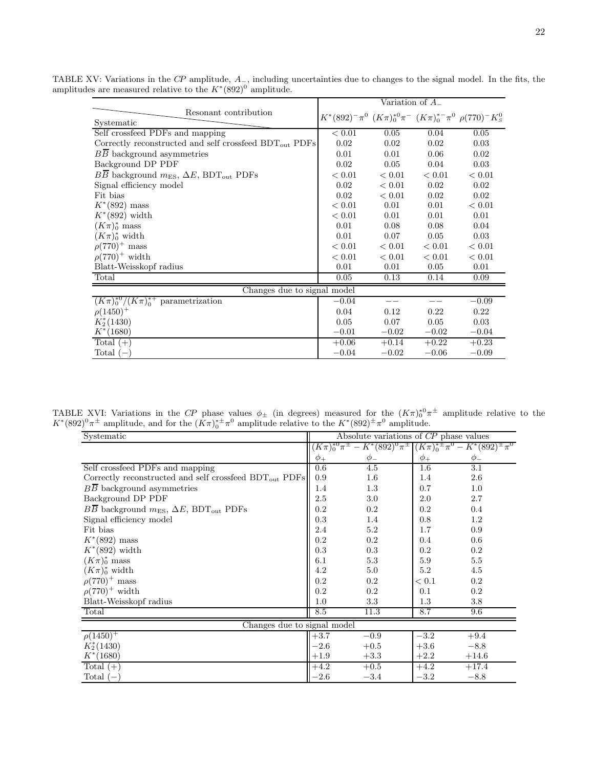TABLE XV: Variations in the *CP* amplitude, $A_-$, including uncertainties due to changes to the signal model. In the fits, the amplitudes are measured relative to the $K^*(892)^0$ amplitude.

| Systematic \ Resonant contribution | Variation of $A_-$ | | | |
|---|---|---|---|---|
| | $K^*(892)^-\pi^0$ | $(K\pi)_0^{*0}\pi^-$ | $(K\pi)_0^{*-}\pi^0$ | $\rho(770)^-K_S^0$ |
| Self crossfeed PDFs and mapping | $< 0.01$ | 0.05 | 0.04 | 0.05 |
| Correctly reconstructed and self crossfeed $\mathrm{BDT_{out}}$ PDFs | 0.02 | 0.02 | 0.02 | 0.03 |
| $B\overline{B}$ background asymmetries | 0.01 | 0.01 | 0.06 | 0.02 |
| Background DP PDF | 0.02 | 0.05 | 0.04 | 0.03 |
| $B\overline{B}$ background $m_{\mathrm{ES}}$, $\Delta E$, $\mathrm{BDT_{out}}$ PDFs | $< 0.01$ | $< 0.01$ | $< 0.01$ | $< 0.01$ |
| Signal efficiency model | 0.02 | $< 0.01$ | 0.02 | 0.02 |
| Fit bias | 0.02 | $< 0.01$ | 0.02 | 0.02 |
| $K^*(892)$ mass | $< 0.01$ | 0.01 | 0.01 | $< 0.01$ |
| $K^*(892)$ width | $< 0.01$ | 0.01 | 0.01 | 0.01 |
| $(K\pi)_0^*$ mass | 0.01 | 0.08 | 0.08 | 0.04 |
| $(K\pi)_0^*$ width | 0.01 | 0.07 | 0.05 | 0.03 |
| $\rho(770)^+$ mass | $< 0.01$ | $< 0.01$ | $< 0.01$ | $< 0.01$ |
| $\rho(770)^+$ width | $< 0.01$ | $< 0.01$ | $< 0.01$ | $< 0.01$ |
| Blatt-Weisskopf radius | 0.01 | 0.01 | 0.05 | 0.01 |
| Total | 0.05 | 0.13 | 0.14 | 0.09 |
| Changes due to signal model | | | | |
| $(K\pi)_0^{*0}/(K\pi)_0^{*+}$ parametrization | $-0.04$ | $--$ | $--$ | $-0.09$ |
| $\rho(1450)^+$ | 0.04 | 0.12 | 0.22 | 0.22 |
| $K_2^*(1430)$ | 0.05 | 0.07 | 0.05 | 0.03 |
| $K^*(1680)$ | $-0.01$ | $-0.02$ | $-0.02$ | $-0.04$ |
| Total $(+)$ | $+0.06$ | $+0.14$ | $+0.22$ | $+0.23$ |
| Total $(-)$ | $-0.04$ | $-0.02$ | $-0.06$ | $-0.09$ |

TABLE XVI: Variations in the *CP* phase values $\phi_\pm$ (in degrees) measured for the $(K\pi)_0^{*0}\pi^\pm$ amplitude relative to the $K^*(892)^0\pi^\pm$ amplitude, and for the $(K\pi)_0^{*\pm}\pi^0$ amplitude relative to the $K^*(892)^\pm\pi^0$ amplitude.

| Systematic | Absolute variations of *CP* phase values | | | |
|---|---|---|---|---|
| | $(K\pi)_0^{*0}\pi^\pm - K^*(892)^0\pi^\pm$ | | $(K\pi)_0^{*\pm}\pi^0 - K^*(892)^\pm\pi^0$ | |
| | $\phi_+$ | $\phi_-$ | $\phi_+$ | $\phi_-$ |
| Self crossfeed PDFs and mapping | 0.6 | 4.5 | 1.6 | 3.1 |
| Correctly reconstructed and self crossfeed $\mathrm{BDT_{out}}$ PDFs | 0.9 | 1.6 | 1.4 | 2.6 |
| $B\overline{B}$ background asymmetries | 1.4 | 1.3 | 0.7 | 1.0 |
| Background DP PDF | 2.5 | 3.0 | 2.0 | 2.7 |
| $B\overline{B}$ background $m_{\mathrm{ES}}$, $\Delta E$, $\mathrm{BDT_{out}}$ PDFs | 0.2 | 0.2 | 0.2 | 0.4 |
| Signal efficiency model | 0.3 | 1.4 | 0.8 | 1.2 |
| Fit bias | 2.4 | 5.2 | 1.7 | 0.9 |
| $K^*(892)$ mass | 0.2 | 0.2 | 0.4 | 0.6 |
| $K^*(892)$ width | 0.3 | 0.3 | 0.2 | 0.2 |
| $(K\pi)_0^*$ mass | 6.1 | 5.3 | 5.9 | 5.5 |
| $(K\pi)_0^*$ width | 4.2 | 5.0 | 5.2 | 4.5 |
| $\rho(770)^+$ mass | 0.2 | 0.2 | $< 0.1$ | 0.2 |
| $\rho(770)^+$ width | 0.2 | 0.2 | 0.1 | 0.2 |
| Blatt-Weisskopf radius | 1.0 | 3.3 | 1.3 | 3.8 |
| Total | 8.5 | 11.3 | 8.7 | 9.6 |
| Changes due to signal model | | | | |
| $\rho(1450)^+$ | $+3.7$ | $-0.9$ | $-3.2$ | $+9.4$ |
| $K_2^*(1430)$ | $-2.6$ | $+0.5$ | $+3.6$ | $-8.8$ |
| $K^*(1680)$ | $+1.9$ | $+3.3$ | $+2.2$ | $+14.6$ |
| Total $(+)$ | $+4.2$ | $+0.5$ | $+4.2$ | $+17.4$ |
| Total $(-)$ | $-2.6$ | $-3.4$ | $-3.2$ | $-8.8$ |